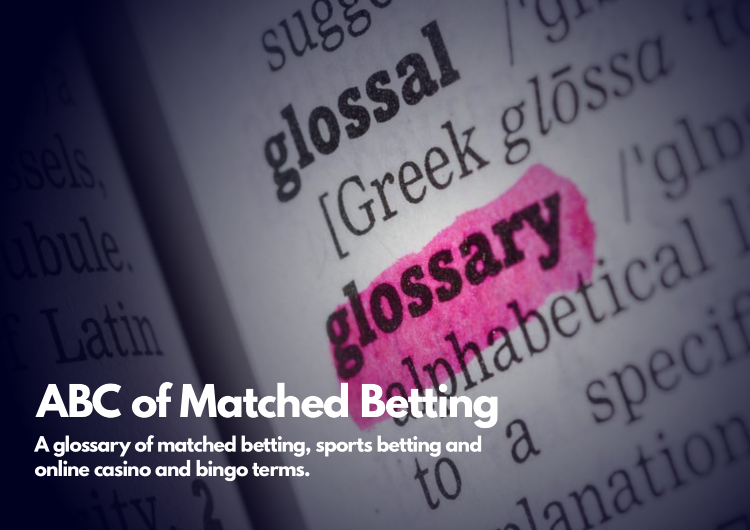# ABC of Matched Betting

**A glossary of matched betting, sports betting and online casino and bingo terms.**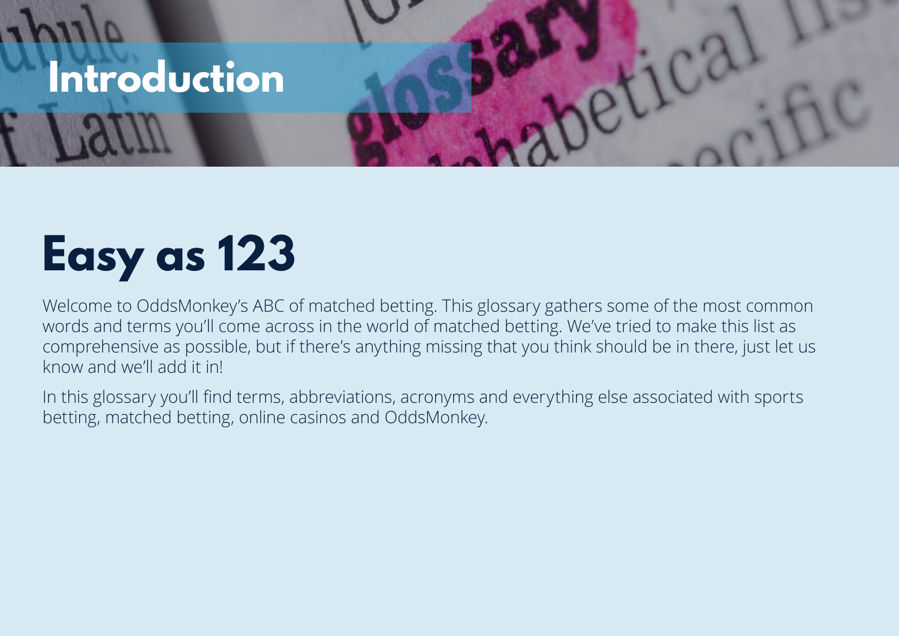# Introduction

## Easy as 123

Welcome to OddsMonkey's ABC of matched betting. This glossary gathers some of the most common words and terms you'll come across in the world of matched betting. We've tried to make this list as comprehensive as possible, but if there's anything missing that you think should be in there, just let us know and we'll add it in!

In this glossary you'll find terms, abbreviations, acronyms and everything else associated with sports betting, matched betting, online casinos and OddsMonkey.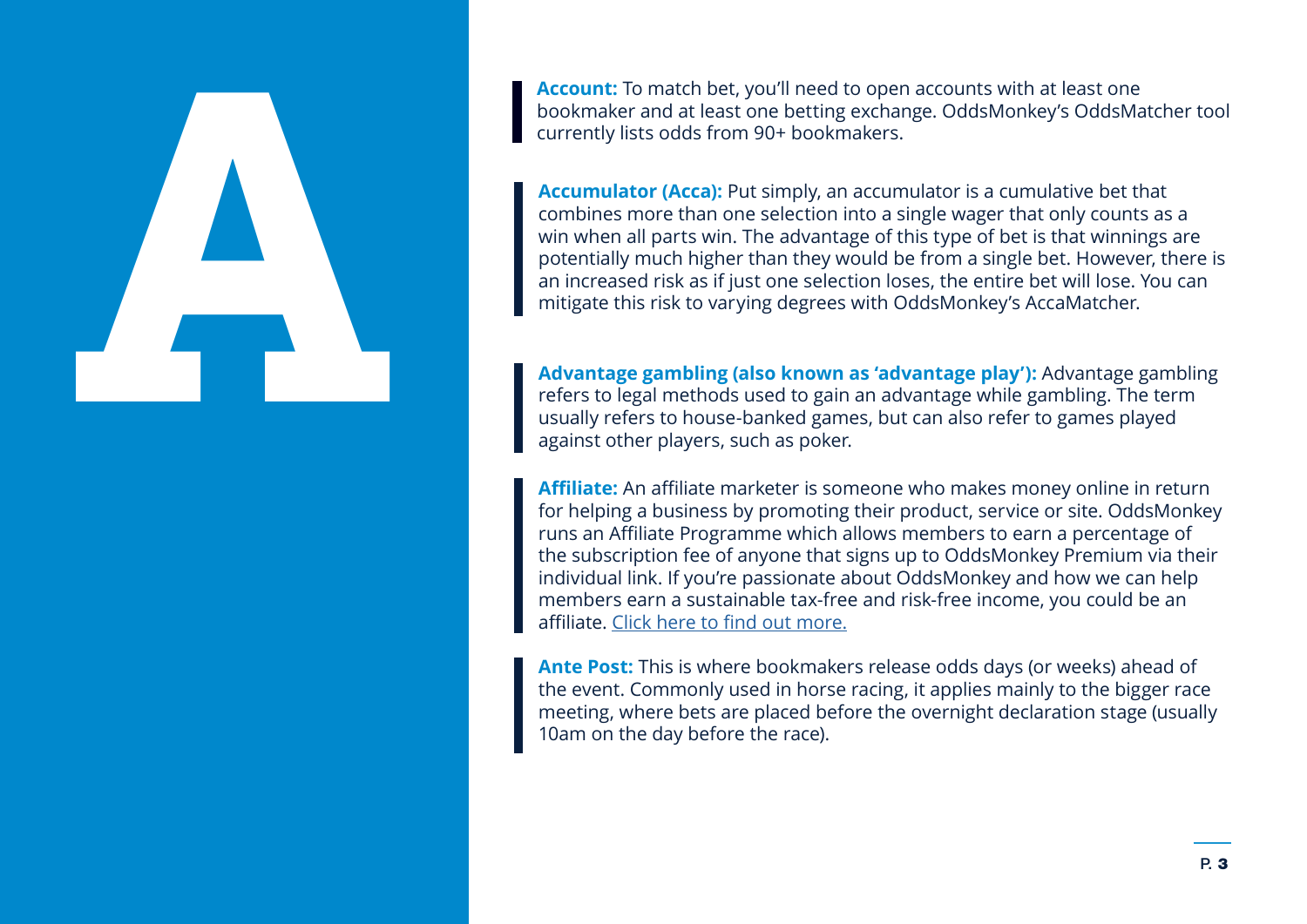# A

**Account:** To match bet, you'll need to open accounts with at least one bookmaker and at least one betting exchange. OddsMonkey's OddsMatcher tool currently lists odds from 90+ bookmakers.

**Accumulator (Acca):** Put simply, an accumulator is a cumulative bet that combines more than one selection into a single wager that only counts as a win when all parts win. The advantage of this type of bet is that winnings are potentially much higher than they would be from a single bet. However, there is an increased risk as if just one selection loses, the entire bet will lose. You can mitigate this risk to varying degrees with OddsMonkey's AccaMatcher.

**Advantage gambling (also known as 'advantage play'):** Advantage gambling refers to legal methods used to gain an advantage while gambling. The term usually refers to house-banked games, but can also refer to games played against other players, such as poker.

**Affiliate:** An affiliate marketer is someone who makes money online in return for helping a business by promoting their product, service or site. OddsMonkey runs an Affiliate Programme which allows members to earn a percentage of the subscription fee of anyone that signs up to OddsMonkey Premium via their individual link. If you're passionate about OddsMonkey and how we can help members earn a sustainable tax-free and risk-free income, you could be an affiliate. Click here to find out more.

**Ante Post:** This is where bookmakers release odds days (or weeks) ahead of the event. Commonly used in horse racing, it applies mainly to the bigger race meeting, where bets are placed before the overnight declaration stage (usually 10am on the day before the race).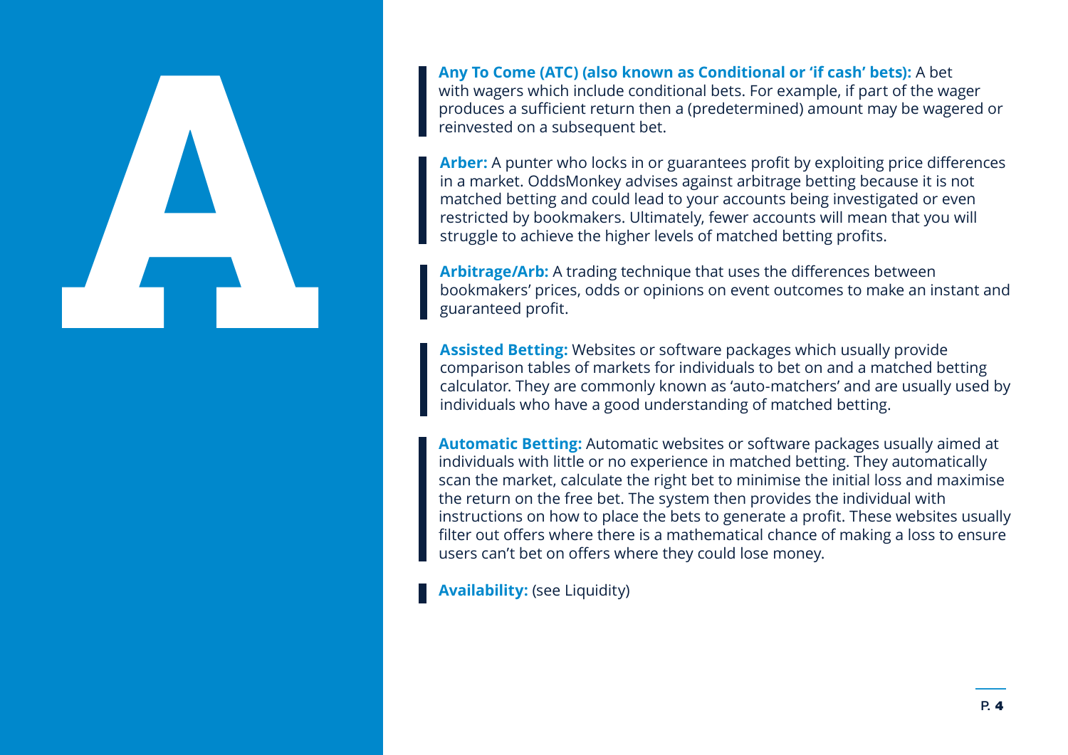# A

**Any To Come (ATC) (also known as Conditional or 'if cash' bets):** A bet with wagers which include conditional bets. For example, if part of the wager produces a sufficient return then a (predetermined) amount may be wagered or reinvested on a subsequent bet.

**Arber:** A punter who locks in or guarantees profit by exploiting price differences in a market. OddsMonkey advises against arbitrage betting because it is not matched betting and could lead to your accounts being investigated or even restricted by bookmakers. Ultimately, fewer accounts will mean that you will struggle to achieve the higher levels of matched betting profits.

**Arbitrage/Arb:** A trading technique that uses the differences between bookmakers' prices, odds or opinions on event outcomes to make an instant and guaranteed profit.

**Assisted Betting:** Websites or software packages which usually provide comparison tables of markets for individuals to bet on and a matched betting calculator. They are commonly known as 'auto-matchers' and are usually used by individuals who have a good understanding of matched betting.

**Automatic Betting:** Automatic websites or software packages usually aimed at individuals with little or no experience in matched betting. They automatically scan the market, calculate the right bet to minimise the initial loss and maximise the return on the free bet. The system then provides the individual with instructions on how to place the bets to generate a profit. These websites usually filter out offers where there is a mathematical chance of making a loss to ensure users can't bet on offers where they could lose money.

**Availability:** (see Liquidity)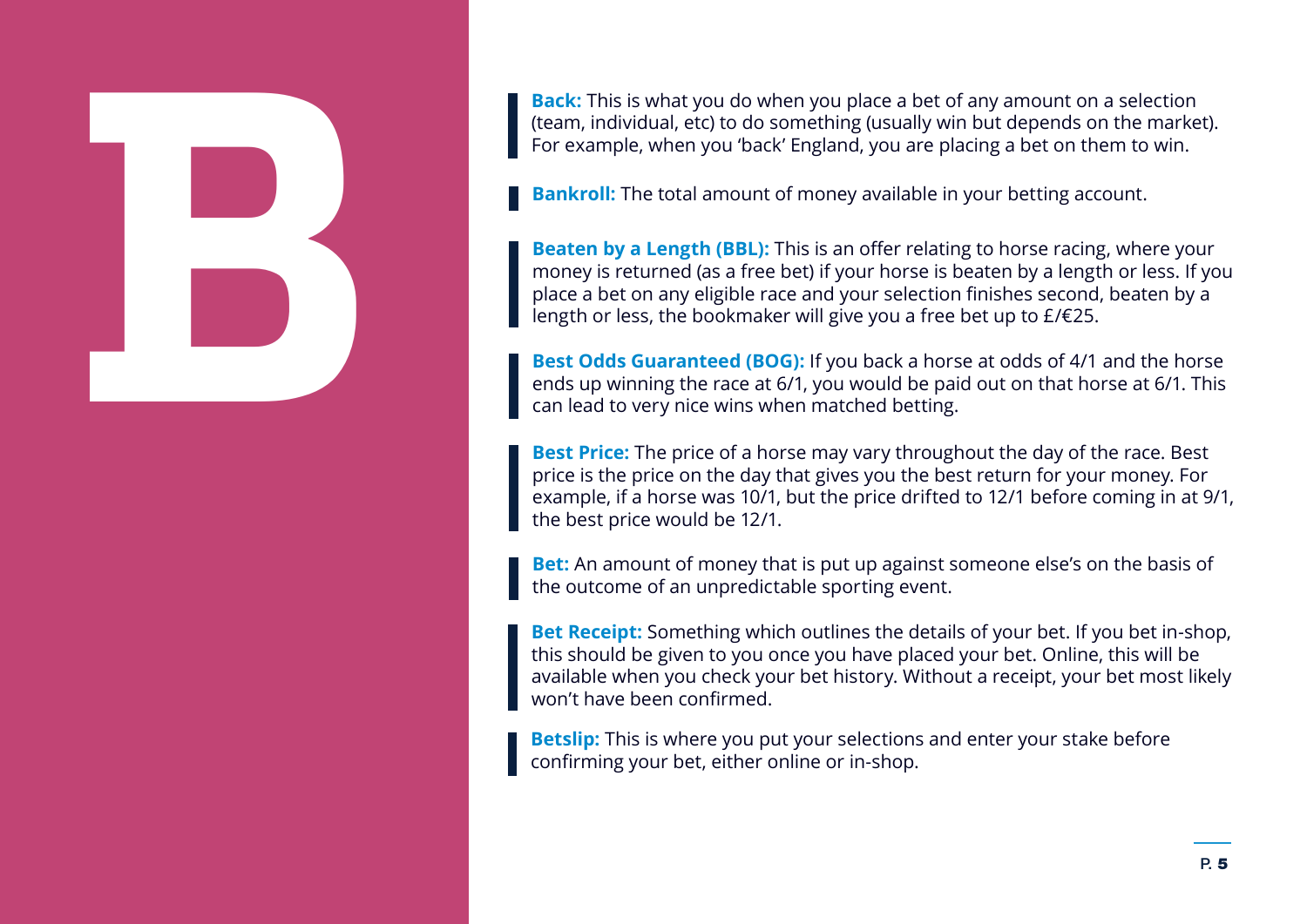# B

**Back:** This is what you do when you place a bet of any amount on a selection (team, individual, etc) to do something (usually win but depends on the market). For example, when you 'back' England, you are placing a bet on them to win.

**Bankroll:** The total amount of money available in your betting account.

**Beaten by a Length (BBL):** This is an offer relating to horse racing, where your money is returned (as a free bet) if your horse is beaten by a length or less. If you place a bet on any eligible race and your selection finishes second, beaten by a length or less, the bookmaker will give you a free bet up to £/€25.

**Best Odds Guaranteed (BOG):** If you back a horse at odds of 4/1 and the horse ends up winning the race at 6/1, you would be paid out on that horse at 6/1. This can lead to very nice wins when matched betting.

**Best Price:** The price of a horse may vary throughout the day of the race. Best price is the price on the day that gives you the best return for your money. For example, if a horse was 10/1, but the price drifted to 12/1 before coming in at 9/1, the best price would be 12/1.

**Bet:** An amount of money that is put up against someone else's on the basis of the outcome of an unpredictable sporting event.

**Bet Receipt:** Something which outlines the details of your bet. If you bet in-shop, this should be given to you once you have placed your bet. Online, this will be available when you check your bet history. Without a receipt, your bet most likely won't have been confirmed.

**Betslip:** This is where you put your selections and enter your stake before confirming your bet, either online or in-shop.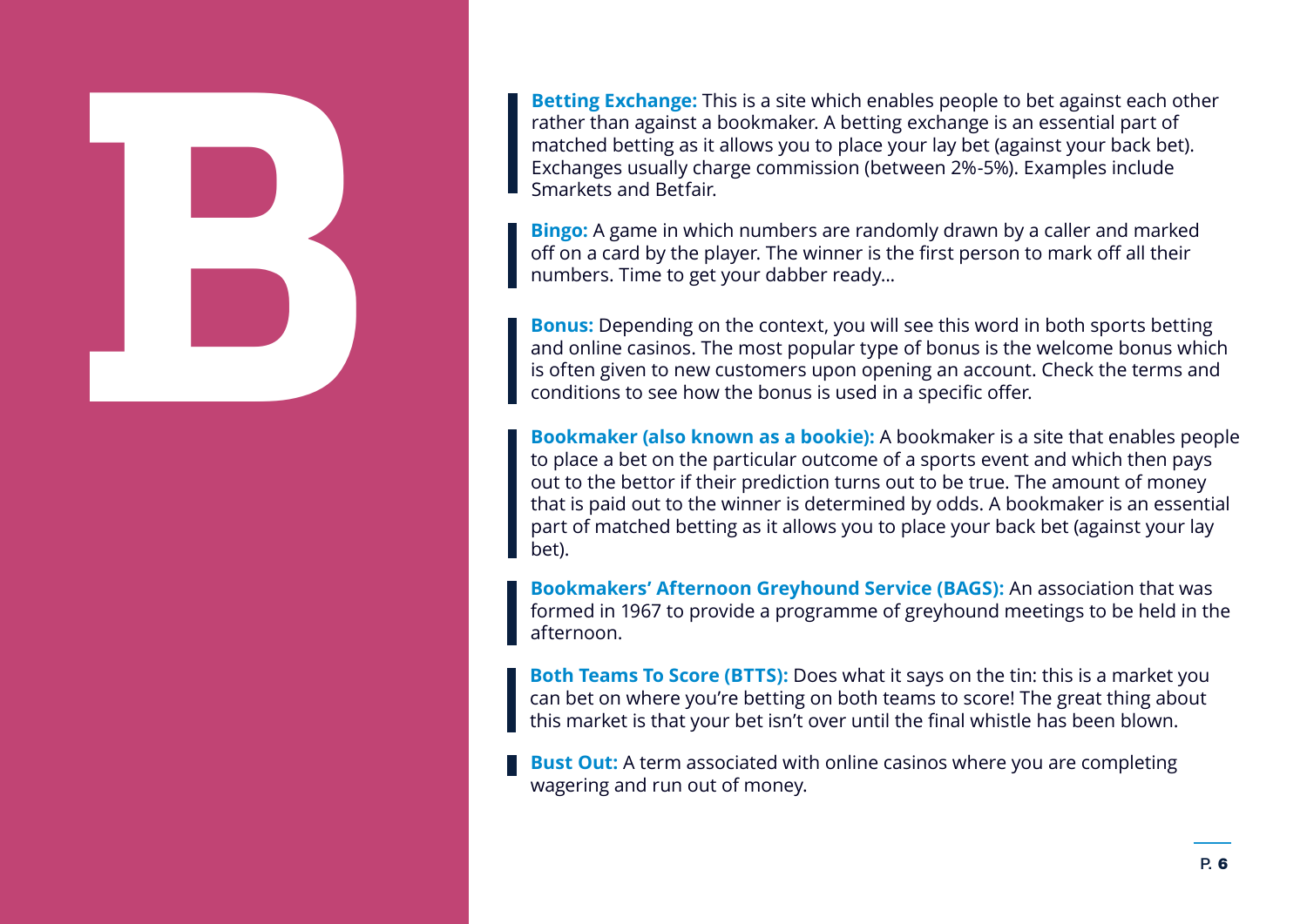# B

**Betting Exchange:** This is a site which enables people to bet against each other rather than against a bookmaker. A betting exchange is an essential part of matched betting as it allows you to place your lay bet (against your back bet). Exchanges usually charge commission (between 2%-5%). Examples include Smarkets and Betfair.

**Bingo:** A game in which numbers are randomly drawn by a caller and marked off on a card by the player. The winner is the first person to mark off all their numbers. Time to get your dabber ready...

**Bonus:** Depending on the context, you will see this word in both sports betting and online casinos. The most popular type of bonus is the welcome bonus which is often given to new customers upon opening an account. Check the terms and conditions to see how the bonus is used in a specific offer.

**Bookmaker (also known as a bookie):** A bookmaker is a site that enables people to place a bet on the particular outcome of a sports event and which then pays out to the bettor if their prediction turns out to be true. The amount of money that is paid out to the winner is determined by odds. A bookmaker is an essential part of matched betting as it allows you to place your back bet (against your lay bet).

**Bookmakers' Afternoon Greyhound Service (BAGS):** An association that was formed in 1967 to provide a programme of greyhound meetings to be held in the afternoon.

**Both Teams To Score (BTTS):** Does what it says on the tin: this is a market you can bet on where you're betting on both teams to score! The great thing about this market is that your bet isn't over until the final whistle has been blown.

**Bust Out:** A term associated with online casinos where you are completing wagering and run out of money.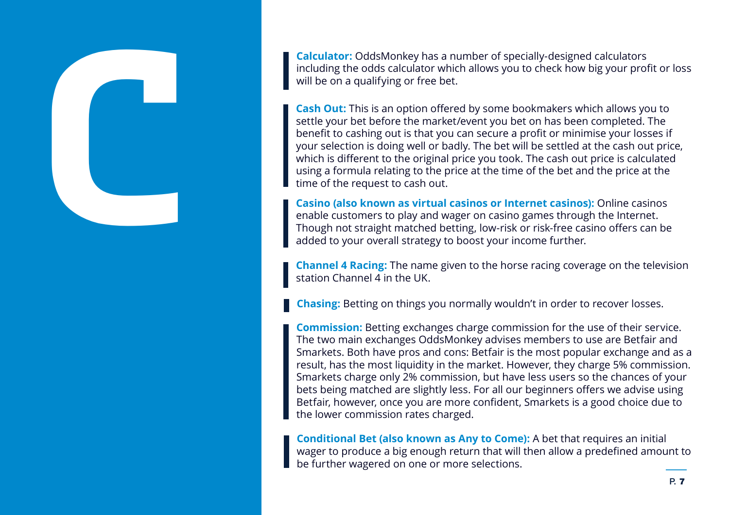# C

**Calculator:** OddsMonkey has a number of specially-designed calculators including the odds calculator which allows you to check how big your profit or loss will be on a qualifying or free bet.

**Cash Out:** This is an option offered by some bookmakers which allows you to settle your bet before the market/event you bet on has been completed. The benefit to cashing out is that you can secure a profit or minimise your losses if your selection is doing well or badly. The bet will be settled at the cash out price, which is different to the original price you took. The cash out price is calculated using a formula relating to the price at the time of the bet and the price at the time of the request to cash out.

**Casino (also known as virtual casinos or Internet casinos):** Online casinos enable customers to play and wager on casino games through the Internet. Though not straight matched betting, low-risk or risk-free casino offers can be added to your overall strategy to boost your income further.

**Channel 4 Racing:** The name given to the horse racing coverage on the television station Channel 4 in the UK.

**Chasing:** Betting on things you normally wouldn't in order to recover losses.

**Commission:** Betting exchanges charge commission for the use of their service. The two main exchanges OddsMonkey advises members to use are Betfair and Smarkets. Both have pros and cons: Betfair is the most popular exchange and as a result, has the most liquidity in the market. However, they charge 5% commission. Smarkets charge only 2% commission, but have less users so the chances of your bets being matched are slightly less. For all our beginners offers we advise using Betfair, however, once you are more confident, Smarkets is a good choice due to the lower commission rates charged.

**Conditional Bet (also known as Any to Come):** A bet that requires an initial wager to produce a big enough return that will then allow a predefined amount to be further wagered on one or more selections.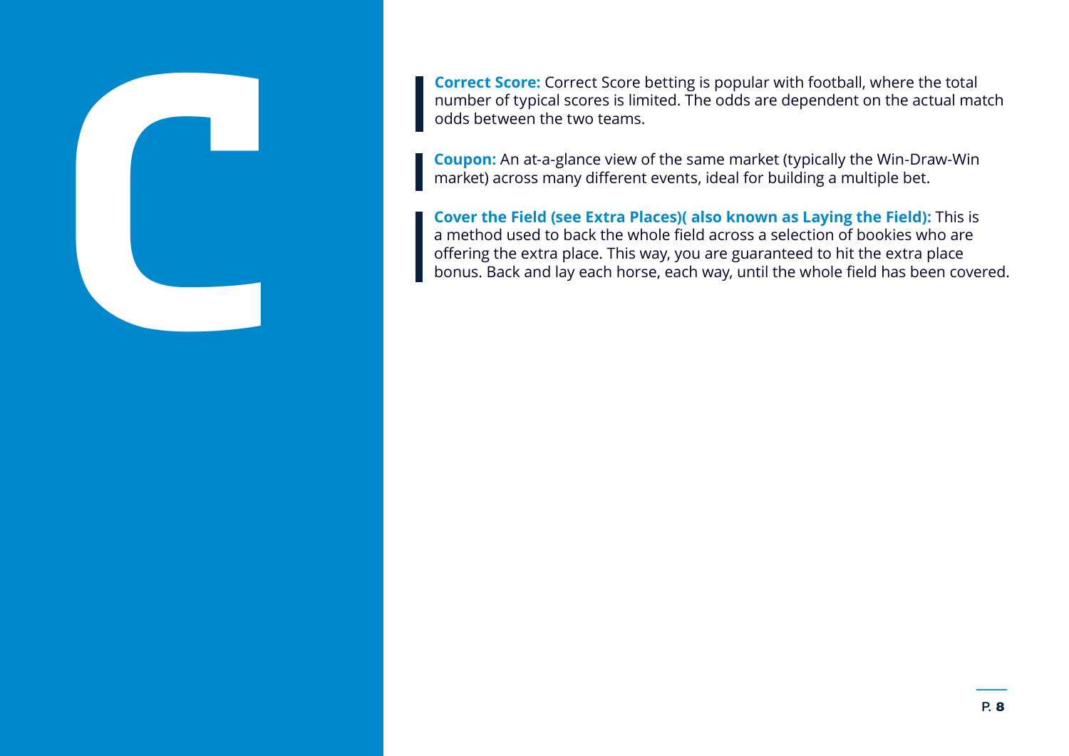# C

**Correct Score:** Correct Score betting is popular with football, where the total number of typical scores is limited. The odds are dependent on the actual match odds between the two teams.

**Coupon:** An at-a-glance view of the same market (typically the Win-Draw-Win market) across many different events, ideal for building a multiple bet.

**Cover the Field (see Extra Places)( also known as Laying the Field):** This is a method used to back the whole field across a selection of bookies who are offering the extra place. This way, you are guaranteed to hit the extra place bonus. Back and lay each horse, each way, until the whole field has been covered.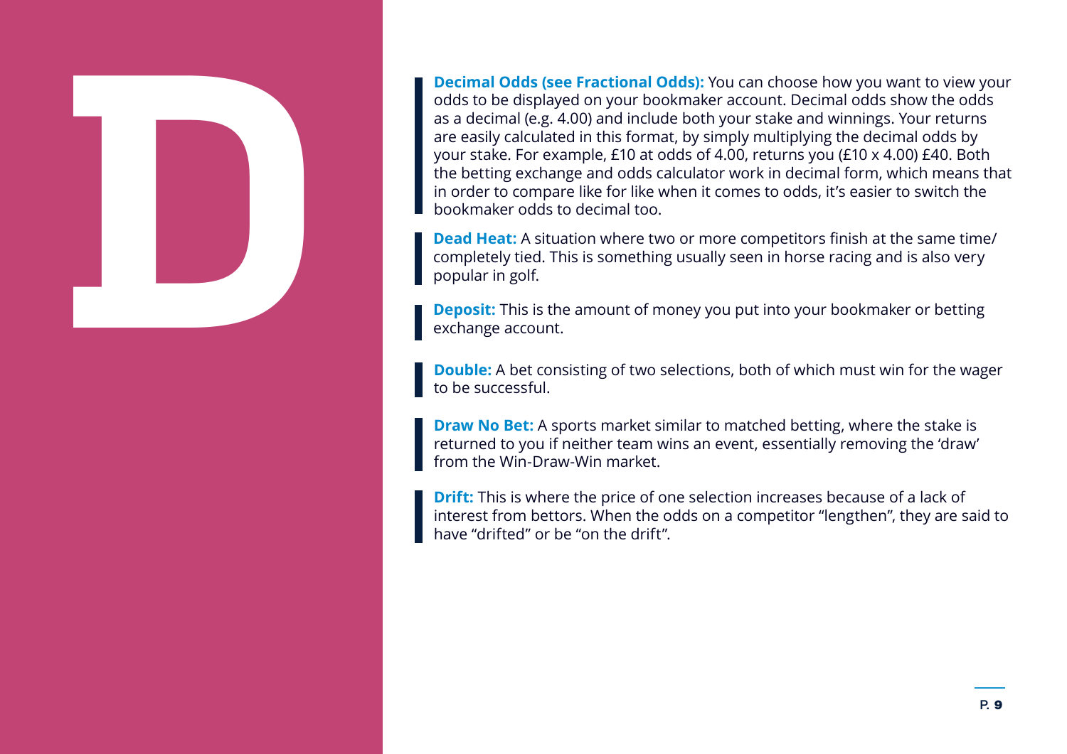# D

**Decimal Odds (see Fractional Odds):** You can choose how you want to view your odds to be displayed on your bookmaker account. Decimal odds show the odds as a decimal (e.g. 4.00) and include both your stake and winnings. Your returns are easily calculated in this format, by simply multiplying the decimal odds by your stake. For example, £10 at odds of 4.00, returns you (£10 x 4.00) £40. Both the betting exchange and odds calculator work in decimal form, which means that in order to compare like for like when it comes to odds, it's easier to switch the bookmaker odds to decimal too.

**Dead Heat:** A situation where two or more competitors finish at the same time/ completely tied. This is something usually seen in horse racing and is also very popular in golf.

**Deposit:** This is the amount of money you put into your bookmaker or betting exchange account.

**Double:** A bet consisting of two selections, both of which must win for the wager to be successful.

**Draw No Bet:** A sports market similar to matched betting, where the stake is returned to you if neither team wins an event, essentially removing the 'draw' from the Win-Draw-Win market.

**Drift:** This is where the price of one selection increases because of a lack of interest from bettors. When the odds on a competitor "lengthen", they are said to have "drifted" or be "on the drift".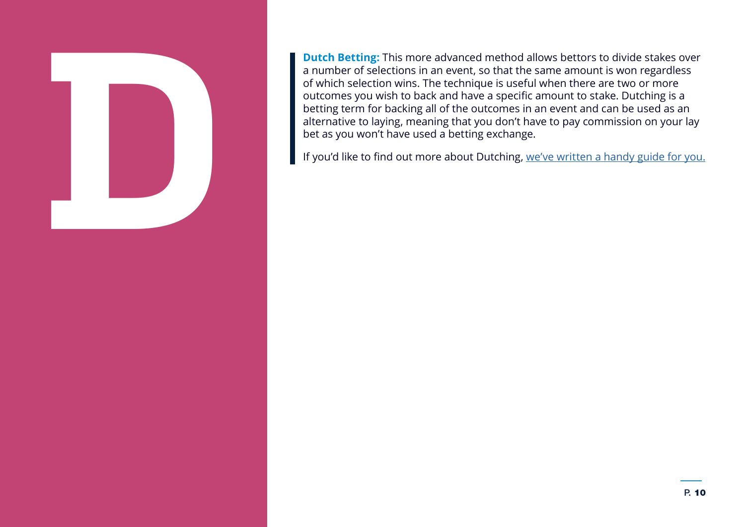# D

**Dutch Betting:** This more advanced method allows bettors to divide stakes over a number of selections in an event, so that the same amount is won regardless of which selection wins. The technique is useful when there are two or more outcomes you wish to back and have a specific amount to stake. Dutching is a betting term for backing all of the outcomes in an event and can be used as an alternative to laying, meaning that you don't have to pay commission on your lay bet as you won't have used a betting exchange.

If you'd like to find out more about Dutching, we've written a handy guide for you.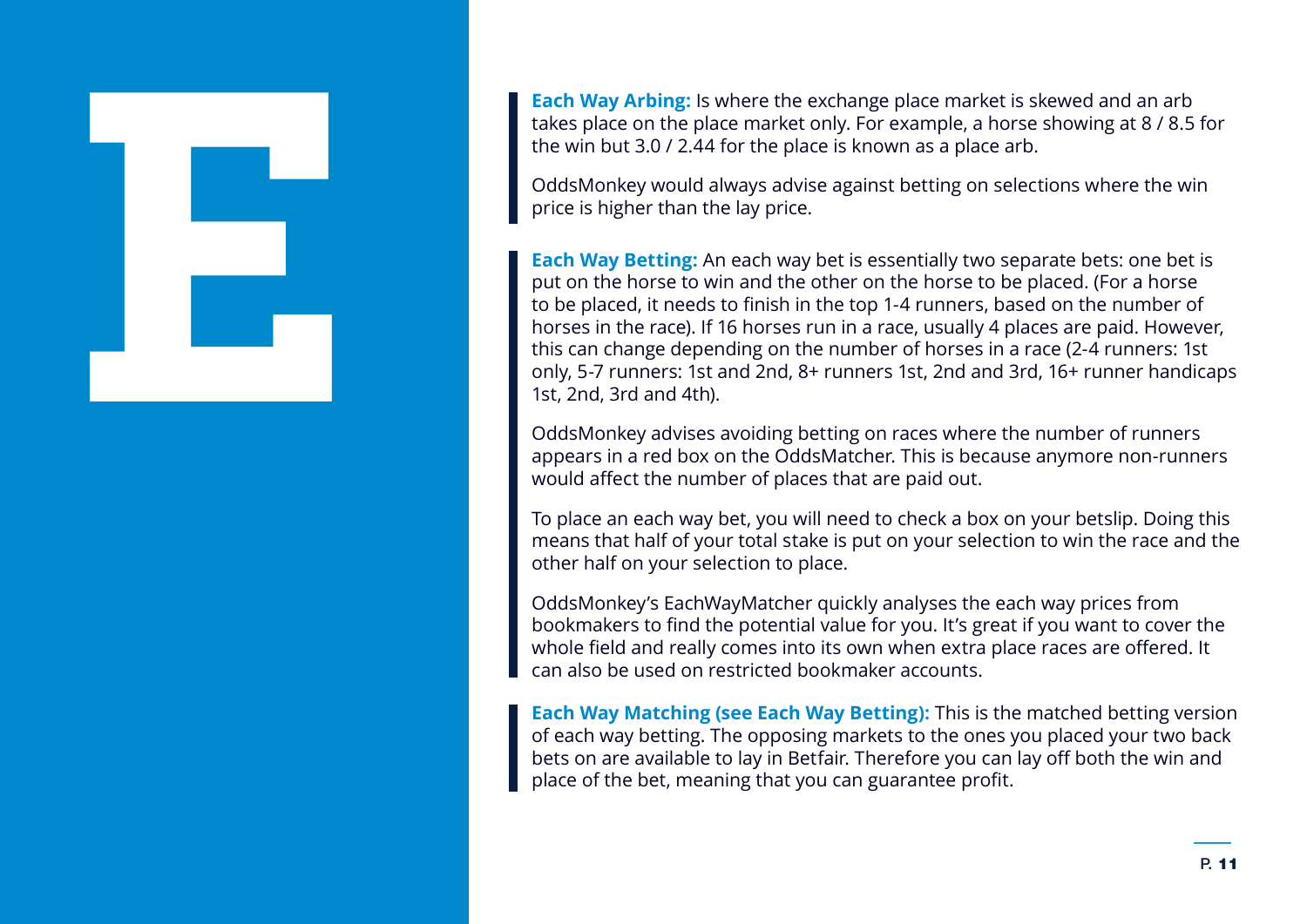# E

**Each Way Arbing:** Is where the exchange place market is skewed and an arb takes place on the place market only. For example, a horse showing at 8 / 8.5 for the win but 3.0 / 2.44 for the place is known as a place arb.

OddsMonkey would always advise against betting on selections where the win price is higher than the lay price.

**Each Way Betting:** An each way bet is essentially two separate bets: one bet is put on the horse to win and the other on the horse to be placed. (For a horse to be placed, it needs to finish in the top 1-4 runners, based on the number of horses in the race). If 16 horses run in a race, usually 4 places are paid. However, this can change depending on the number of horses in a race (2-4 runners: 1st only, 5-7 runners: 1st and 2nd, 8+ runners 1st, 2nd and 3rd, 16+ runner handicaps 1st, 2nd, 3rd and 4th).

OddsMonkey advises avoiding betting on races where the number of runners appears in a red box on the OddsMatcher. This is because anymore non-runners would affect the number of places that are paid out.

To place an each way bet, you will need to check a box on your betslip. Doing this means that half of your total stake is put on your selection to win the race and the other half on your selection to place.

OddsMonkey's EachWayMatcher quickly analyses the each way prices from bookmakers to find the potential value for you. It's great if you want to cover the whole field and really comes into its own when extra place races are offered. It can also be used on restricted bookmaker accounts.

**Each Way Matching (see Each Way Betting):** This is the matched betting version of each way betting. The opposing markets to the ones you placed your two back bets on are available to lay in Betfair. Therefore you can lay off both the win and place of the bet, meaning that you can guarantee profit.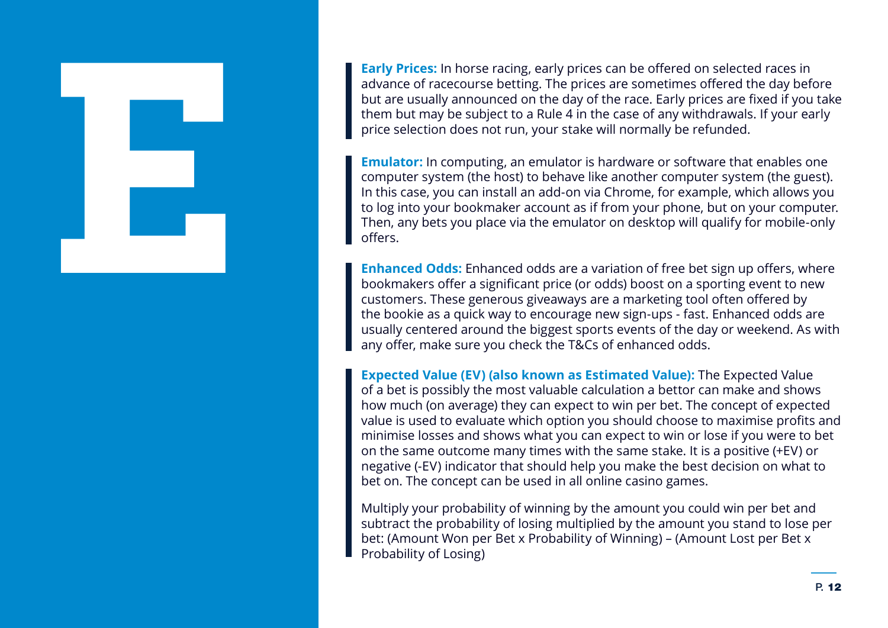# E

**Early Prices:** In horse racing, early prices can be offered on selected races in advance of racecourse betting. The prices are sometimes offered the day before but are usually announced on the day of the race. Early prices are fixed if you take them but may be subject to a Rule 4 in the case of any withdrawals. If your early price selection does not run, your stake will normally be refunded.

**Emulator:** In computing, an emulator is hardware or software that enables one computer system (the host) to behave like another computer system (the guest). In this case, you can install an add-on via Chrome, for example, which allows you to log into your bookmaker account as if from your phone, but on your computer. Then, any bets you place via the emulator on desktop will qualify for mobile-only offers.

**Enhanced Odds:** Enhanced odds are a variation of free bet sign up offers, where bookmakers offer a significant price (or odds) boost on a sporting event to new customers. These generous giveaways are a marketing tool often offered by the bookie as a quick way to encourage new sign-ups - fast. Enhanced odds are usually centered around the biggest sports events of the day or weekend. As with any offer, make sure you check the T&Cs of enhanced odds.

**Expected Value (EV) (also known as Estimated Value):** The Expected Value of a bet is possibly the most valuable calculation a bettor can make and shows how much (on average) they can expect to win per bet. The concept of expected value is used to evaluate which option you should choose to maximise profits and minimise losses and shows what you can expect to win or lose if you were to bet on the same outcome many times with the same stake. It is a positive (+EV) or negative (-EV) indicator that should help you make the best decision on what to bet on. The concept can be used in all online casino games.

Multiply your probability of winning by the amount you could win per bet and subtract the probability of losing multiplied by the amount you stand to lose per bet: (Amount Won per Bet x Probability of Winning) – (Amount Lost per Bet x Probability of Losing)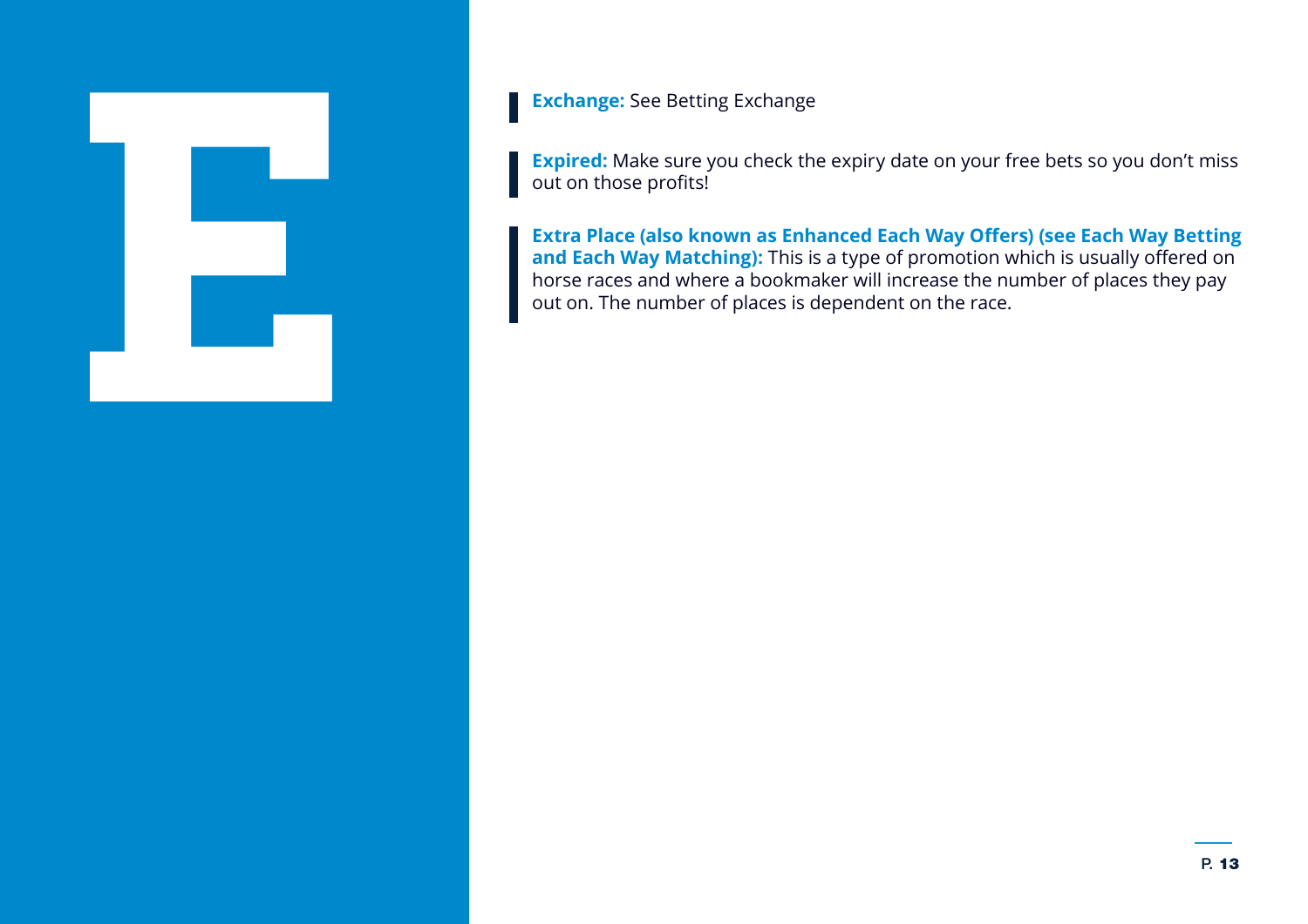# E

**Exchange:** See Betting Exchange

**Expired:** Make sure you check the expiry date on your free bets so you don't miss out on those profits!

**Extra Place (also known as Enhanced Each Way Offers) (see Each Way Betting and Each Way Matching):** This is a type of promotion which is usually offered on horse races and where a bookmaker will increase the number of places they pay out on. The number of places is dependent on the race.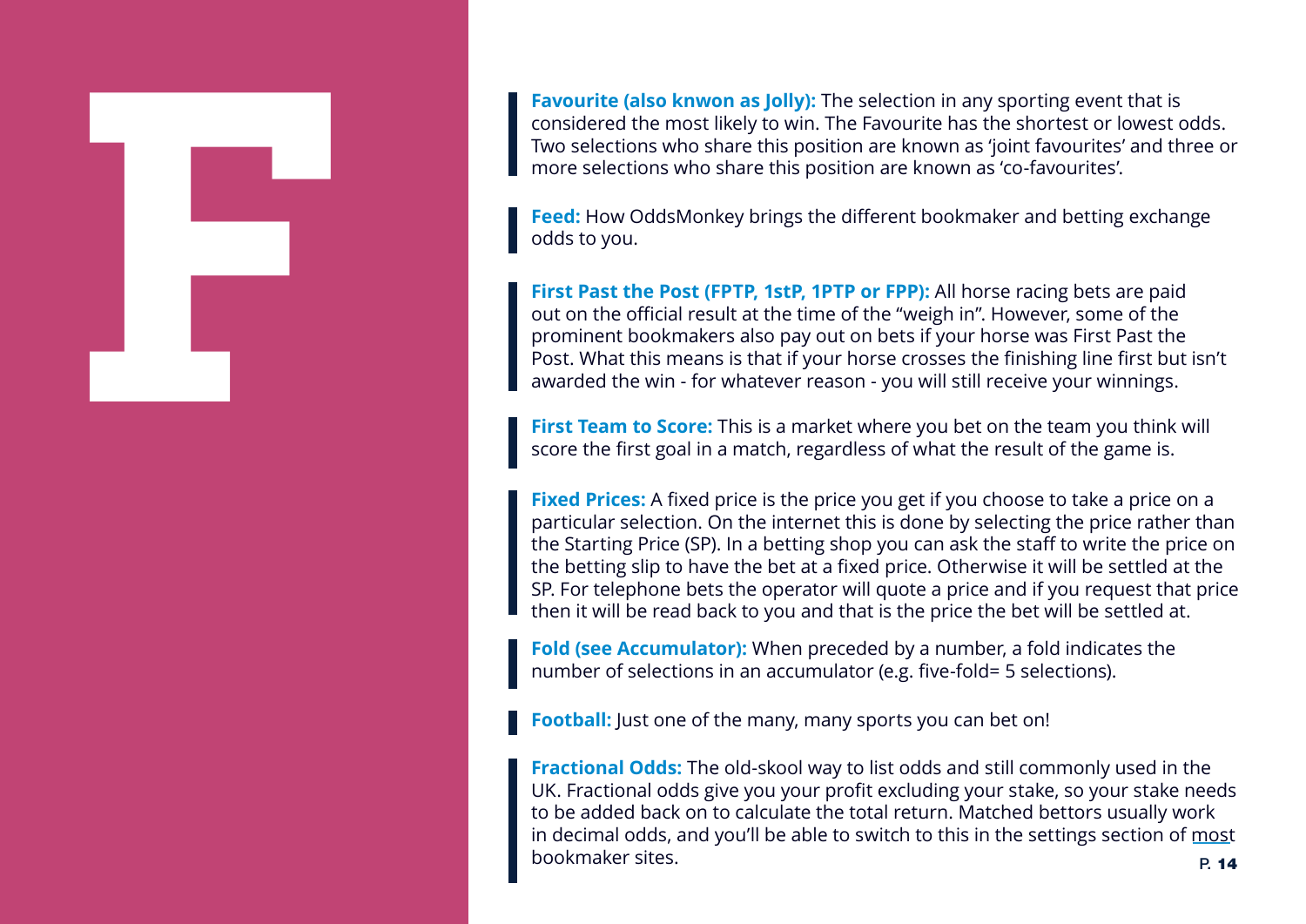# F

**Favourite (also knwon as Jolly):** The selection in any sporting event that is considered the most likely to win. The Favourite has the shortest or lowest odds. Two selections who share this position are known as 'joint favourites' and three or more selections who share this position are known as 'co-favourites'.

**Feed:** How OddsMonkey brings the different bookmaker and betting exchange odds to you.

**First Past the Post (FPTP, 1stP, 1PTP or FPP):** All horse racing bets are paid out on the official result at the time of the "weigh in". However, some of the prominent bookmakers also pay out on bets if your horse was First Past the Post. What this means is that if your horse crosses the finishing line first but isn't awarded the win - for whatever reason - you will still receive your winnings.

**First Team to Score:** This is a market where you bet on the team you think will score the first goal in a match, regardless of what the result of the game is.

**Fixed Prices:** A fixed price is the price you get if you choose to take a price on a particular selection. On the internet this is done by selecting the price rather than the Starting Price (SP). In a betting shop you can ask the staff to write the price on the betting slip to have the bet at a fixed price. Otherwise it will be settled at the SP. For telephone bets the operator will quote a price and if you request that price then it will be read back to you and that is the price the bet will be settled at.

**Fold (see Accumulator):** When preceded by a number, a fold indicates the number of selections in an accumulator (e.g. five-fold= 5 selections).

**Football:** Just one of the many, many sports you can bet on!

**Fractional Odds:** The old-skool way to list odds and still commonly used in the UK. Fractional odds give you your profit excluding your stake, so your stake needs to be added back on to calculate the total return. Matched bettors usually work in decimal odds, and you'll be able to switch to this in the settings section of most bookmaker sites.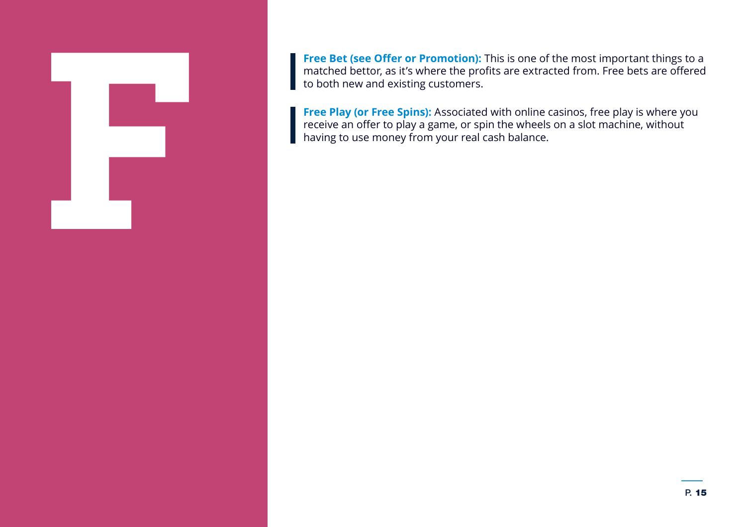# F

**Free Bet (see Offer or Promotion):** This is one of the most important things to a matched bettor, as it's where the profits are extracted from. Free bets are offered to both new and existing customers.

**Free Play (or Free Spins):** Associated with online casinos, free play is where you receive an offer to play a game, or spin the wheels on a slot machine, without having to use money from your real cash balance.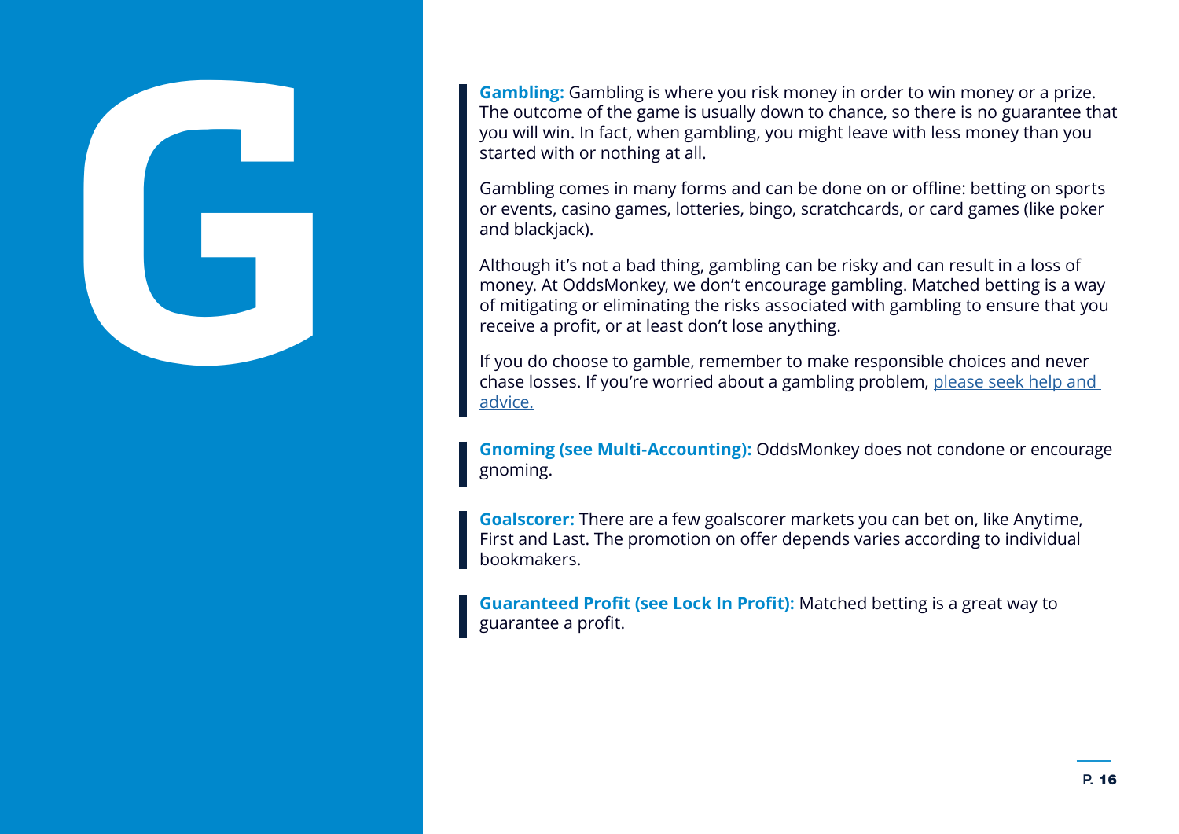# G

**Gambling:** Gambling is where you risk money in order to win money or a prize. The outcome of the game is usually down to chance, so there is no guarantee that you will win. In fact, when gambling, you might leave with less money than you started with or nothing at all.

Gambling comes in many forms and can be done on or offline: betting on sports or events, casino games, lotteries, bingo, scratchcards, or card games (like poker and blackjack).

Although it's not a bad thing, gambling can be risky and can result in a loss of money. At OddsMonkey, we don't encourage gambling. Matched betting is a way of mitigating or eliminating the risks associated with gambling to ensure that you receive a profit, or at least don't lose anything.

If you do choose to gamble, remember to make responsible choices and never chase losses. If you're worried about a gambling problem, please seek help and advice.

**Gnoming (see Multi-Accounting):** OddsMonkey does not condone or encourage gnoming.

**Goalscorer:** There are a few goalscorer markets you can bet on, like Anytime, First and Last. The promotion on offer depends varies according to individual bookmakers.

**Guaranteed Profit (see Lock In Profit):** Matched betting is a great way to guarantee a profit.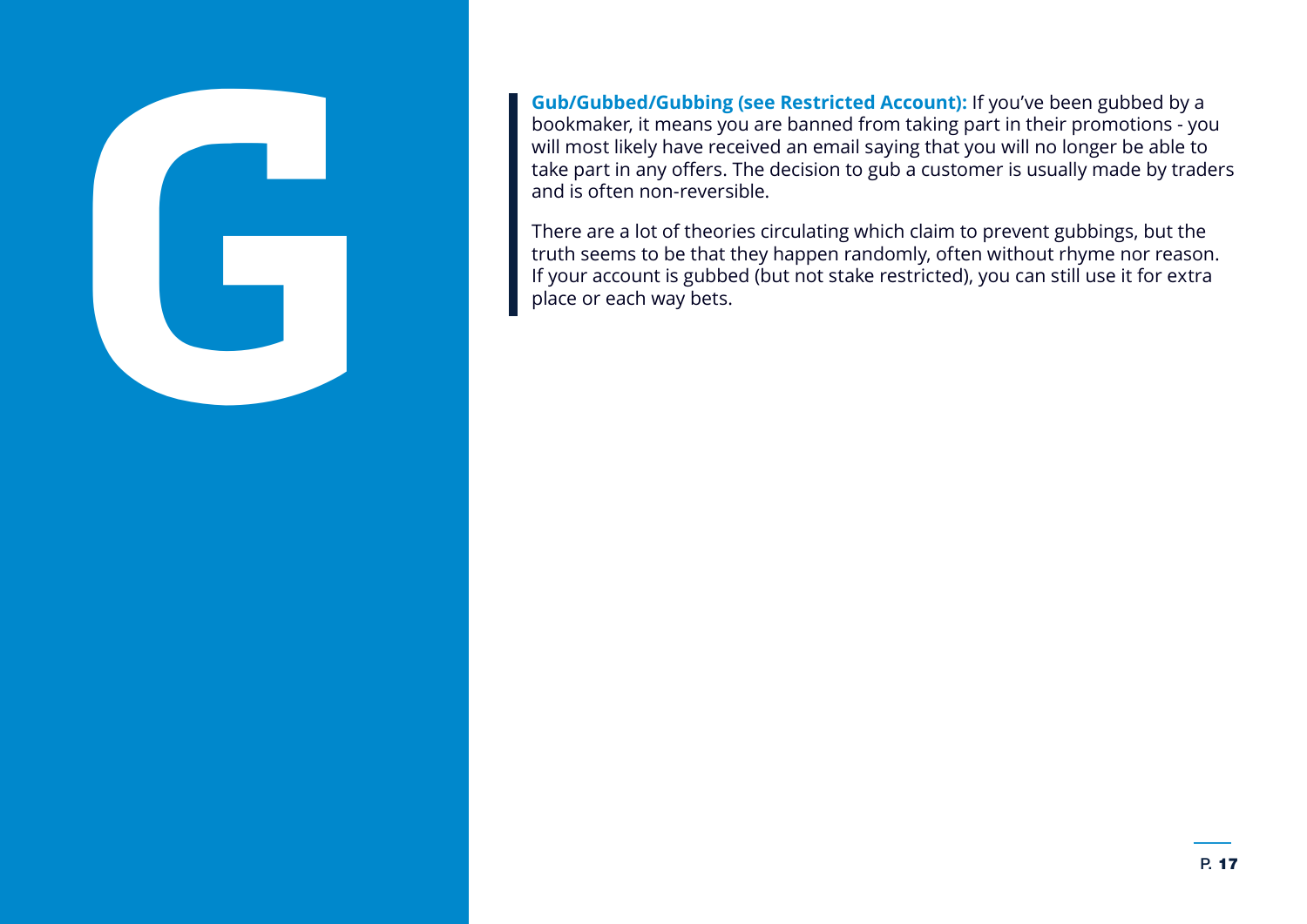# G

**Gub/Gubbed/Gubbing (see Restricted Account):** If you've been gubbed by a bookmaker, it means you are banned from taking part in their promotions - you will most likely have received an email saying that you will no longer be able to take part in any offers. The decision to gub a customer is usually made by traders and is often non-reversible.

There are a lot of theories circulating which claim to prevent gubbings, but the truth seems to be that they happen randomly, often without rhyme nor reason. If your account is gubbed (but not stake restricted), you can still use it for extra place or each way bets.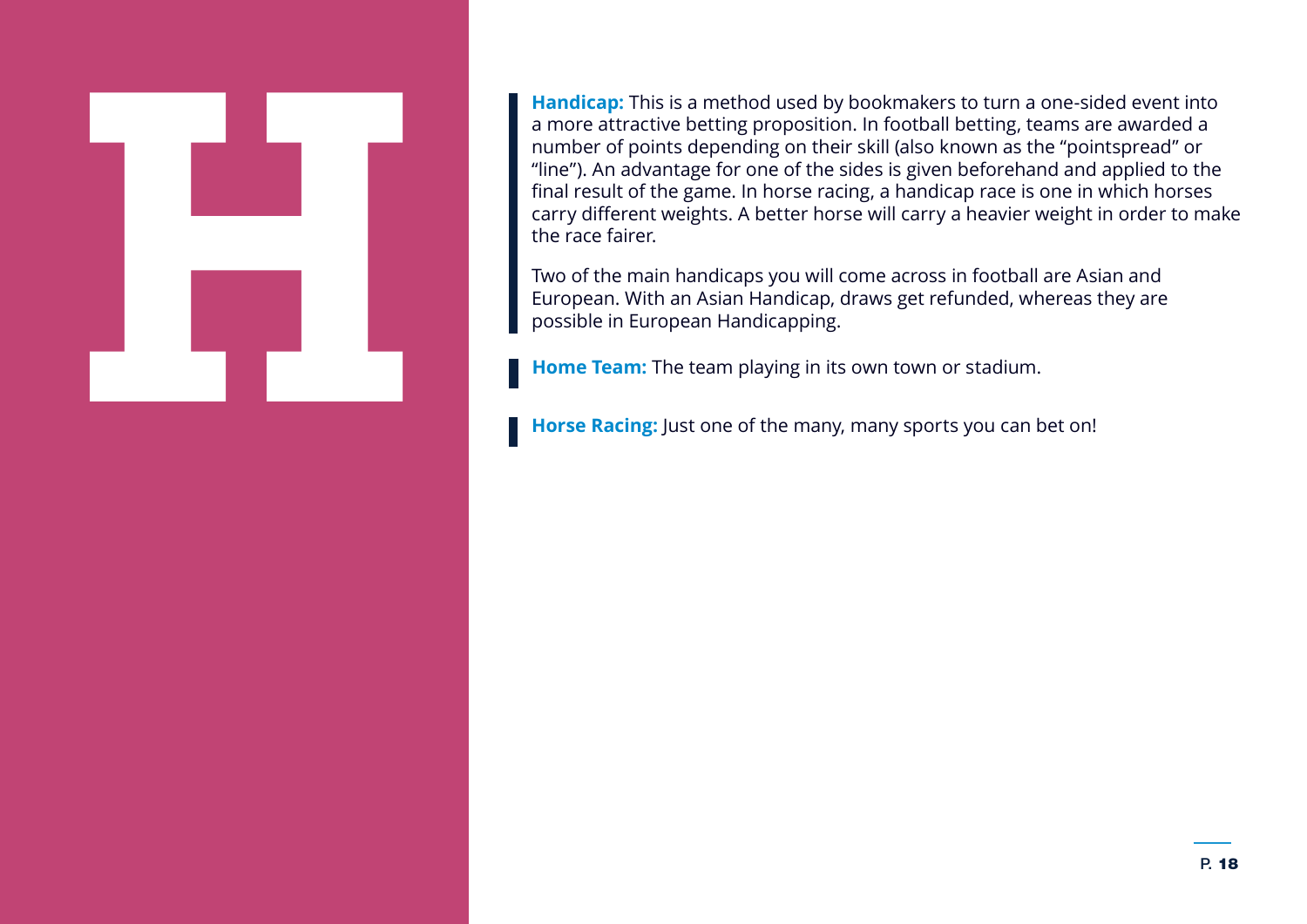# H

**Handicap:** This is a method used by bookmakers to turn a one-sided event into a more attractive betting proposition. In football betting, teams are awarded a number of points depending on their skill (also known as the "pointspread" or "line"). An advantage for one of the sides is given beforehand and applied to the final result of the game. In horse racing, a handicap race is one in which horses carry different weights. A better horse will carry a heavier weight in order to make the race fairer.

Two of the main handicaps you will come across in football are Asian and European. With an Asian Handicap, draws get refunded, whereas they are possible in European Handicapping.

**Home Team:** The team playing in its own town or stadium.

**Horse Racing:** Just one of the many, many sports you can bet on!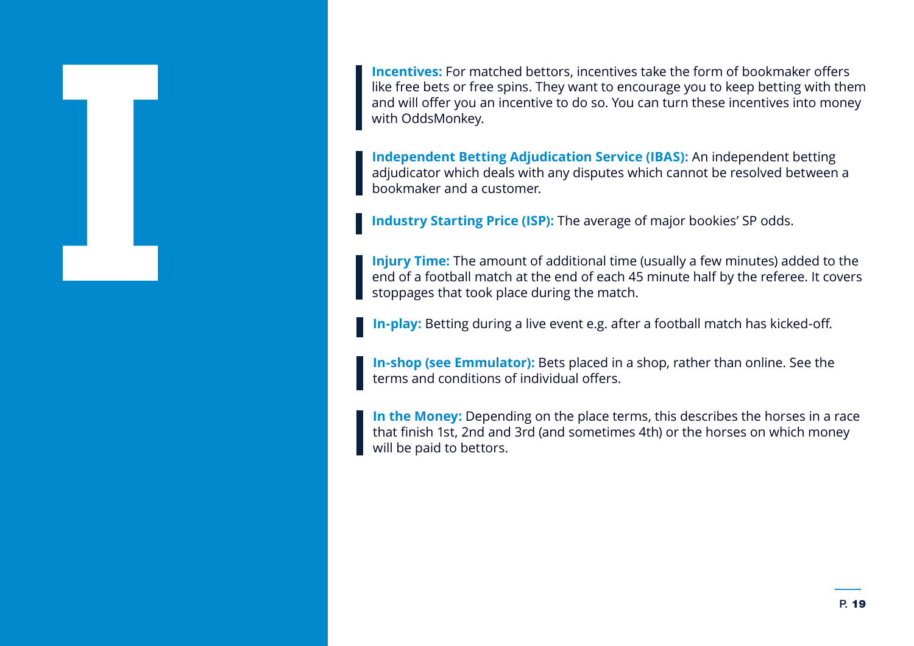# I

**Incentives:** For matched bettors, incentives take the form of bookmaker offers like free bets or free spins. They want to encourage you to keep betting with them and will offer you an incentive to do so. You can turn these incentives into money with OddsMonkey.

**Independent Betting Adjudication Service (IBAS):** An independent betting adjudicator which deals with any disputes which cannot be resolved between a bookmaker and a customer.

**Industry Starting Price (ISP):** The average of major bookies' SP odds.

**Injury Time:** The amount of additional time (usually a few minutes) added to the end of a football match at the end of each 45 minute half by the referee. It covers stoppages that took place during the match.

**In-play:** Betting during a live event e.g. after a football match has kicked-off.

**In-shop (see Emmulator):** Bets placed in a shop, rather than online. See the terms and conditions of individual offers.

**In the Money:** Depending on the place terms, this describes the horses in a race that finish 1st, 2nd and 3rd (and sometimes 4th) or the horses on which money will be paid to bettors.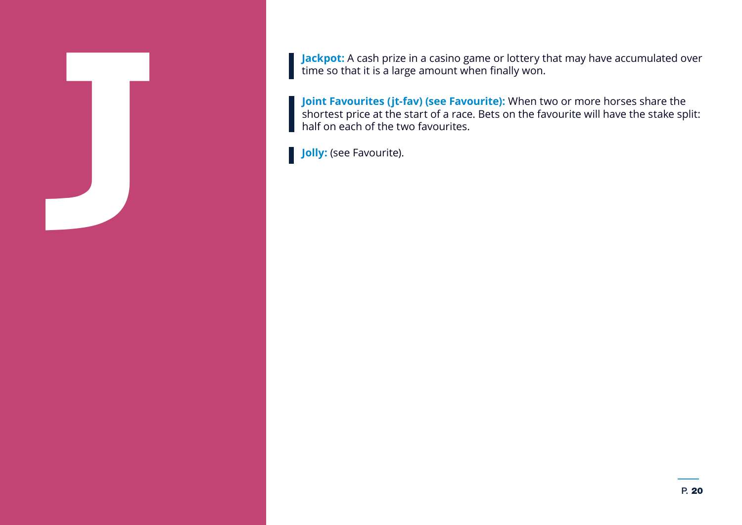# J

**Jackpot:** A cash prize in a casino game or lottery that may have accumulated over time so that it is a large amount when finally won.

**Joint Favourites (jt-fav) (see Favourite):** When two or more horses share the shortest price at the start of a race. Bets on the favourite will have the stake split: half on each of the two favourites.

**Jolly:** (see Favourite).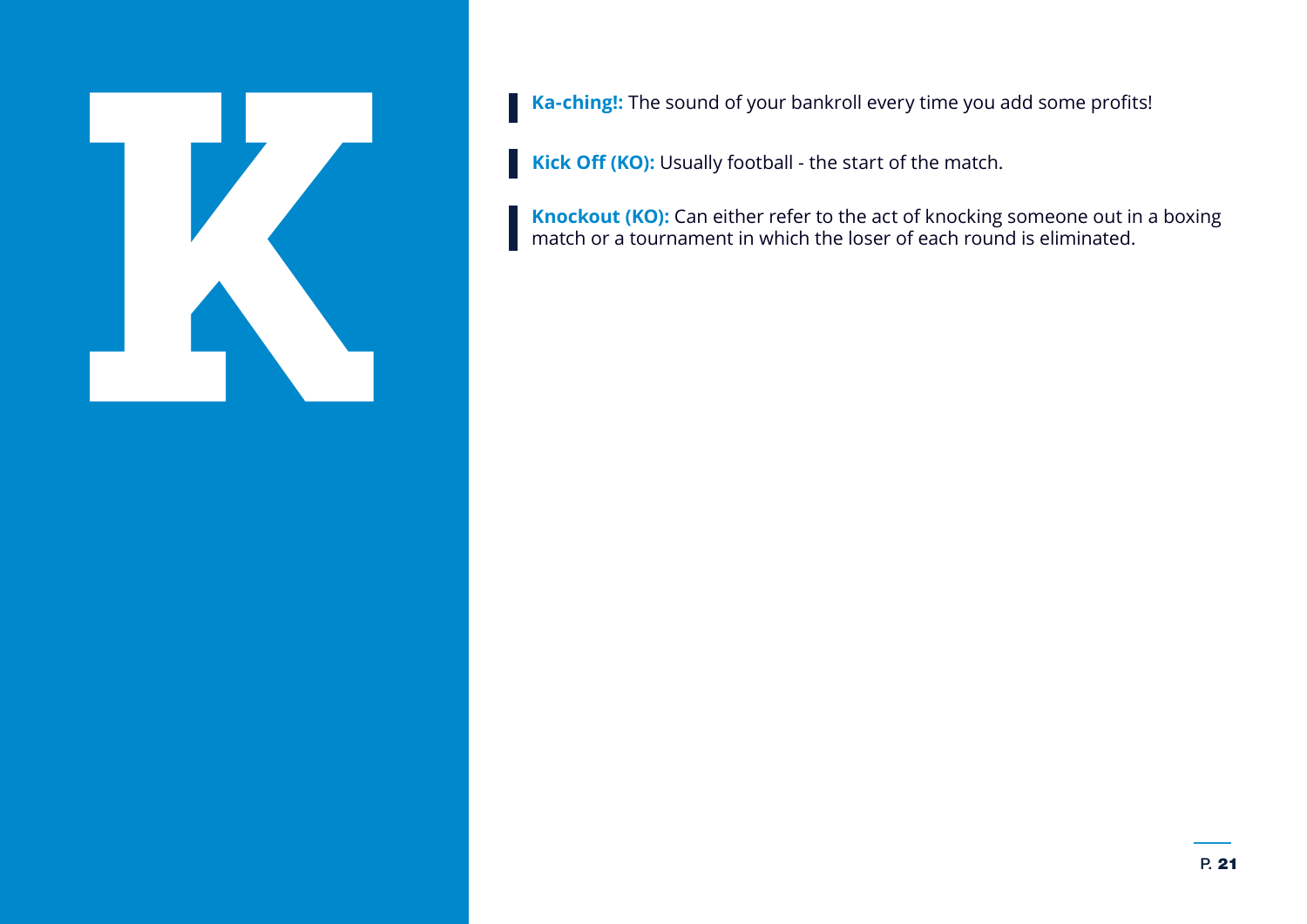# K

**Ka-ching!:** The sound of your bankroll every time you add some profits!

**Kick Off (KO):** Usually football - the start of the match.

**Knockout (KO):** Can either refer to the act of knocking someone out in a boxing match or a tournament in which the loser of each round is eliminated.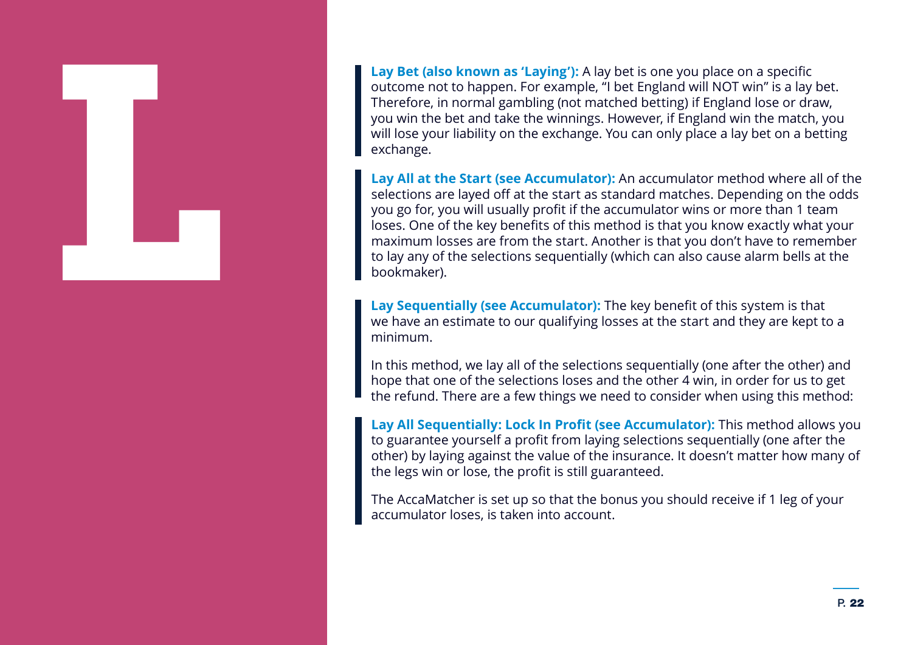# L

**Lay Bet (also known as 'Laying'):** A lay bet is one you place on a specific outcome not to happen. For example, "I bet England will NOT win" is a lay bet. Therefore, in normal gambling (not matched betting) if England lose or draw, you win the bet and take the winnings. However, if England win the match, you will lose your liability on the exchange. You can only place a lay bet on a betting exchange.

**Lay All at the Start (see Accumulator):** An accumulator method where all of the selections are layed off at the start as standard matches. Depending on the odds you go for, you will usually profit if the accumulator wins or more than 1 team loses. One of the key benefits of this method is that you know exactly what your maximum losses are from the start. Another is that you don't have to remember to lay any of the selections sequentially (which can also cause alarm bells at the bookmaker).

**Lay Sequentially (see Accumulator):** The key benefit of this system is that we have an estimate to our qualifying losses at the start and they are kept to a minimum.

In this method, we lay all of the selections sequentially (one after the other) and hope that one of the selections loses and the other 4 win, in order for us to get the refund. There are a few things we need to consider when using this method:

**Lay All Sequentially: Lock In Profit (see Accumulator):** This method allows you to guarantee yourself a profit from laying selections sequentially (one after the other) by laying against the value of the insurance. It doesn't matter how many of the legs win or lose, the profit is still guaranteed.

The AccaMatcher is set up so that the bonus you should receive if 1 leg of your accumulator loses, is taken into account.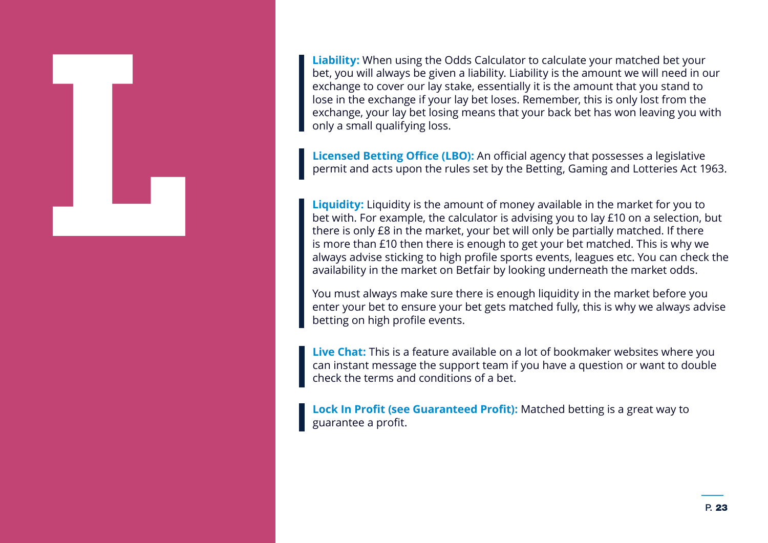# L

**Liability:** When using the Odds Calculator to calculate your matched bet your bet, you will always be given a liability. Liability is the amount we will need in our exchange to cover our lay stake, essentially it is the amount that you stand to lose in the exchange if your lay bet loses. Remember, this is only lost from the exchange, your lay bet losing means that your back bet has won leaving you with only a small qualifying loss.

**Licensed Betting Office (LBO):** An official agency that possesses a legislative permit and acts upon the rules set by the Betting, Gaming and Lotteries Act 1963.

**Liquidity:** Liquidity is the amount of money available in the market for you to bet with. For example, the calculator is advising you to lay £10 on a selection, but there is only £8 in the market, your bet will only be partially matched. If there is more than £10 then there is enough to get your bet matched. This is why we always advise sticking to high profile sports events, leagues etc. You can check the availability in the market on Betfair by looking underneath the market odds.

You must always make sure there is enough liquidity in the market before you enter your bet to ensure your bet gets matched fully, this is why we always advise betting on high profile events.

**Live Chat:** This is a feature available on a lot of bookmaker websites where you can instant message the support team if you have a question or want to double check the terms and conditions of a bet.

**Lock In Profit (see Guaranteed Profit):** Matched betting is a great way to guarantee a profit.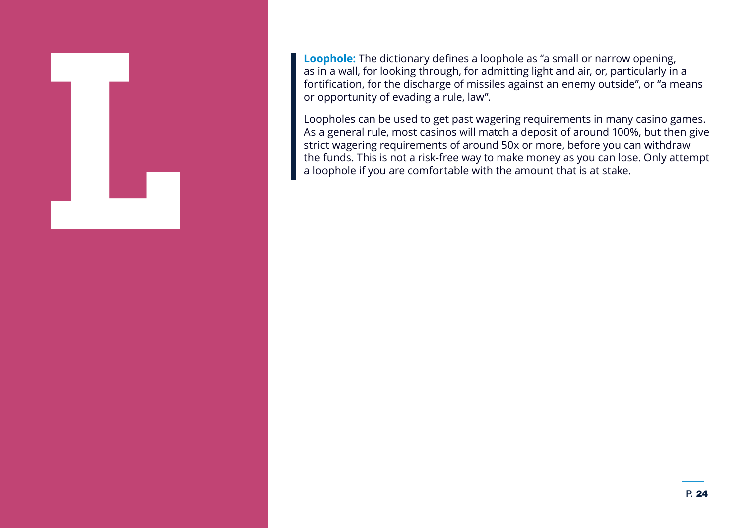# L

**Loophole:** The dictionary defines a loophole as “a small or narrow opening, as in a wall, for looking through, for admitting light and air, or, particularly in a fortification, for the discharge of missiles against an enemy outside”, or “a means or opportunity of evading a rule, law”.

Loopholes can be used to get past wagering requirements in many casino games. As a general rule, most casinos will match a deposit of around 100%, but then give strict wagering requirements of around 50x or more, before you can withdraw the funds. This is not a risk-free way to make money as you can lose. Only attempt a loophole if you are comfortable with the amount that is at stake.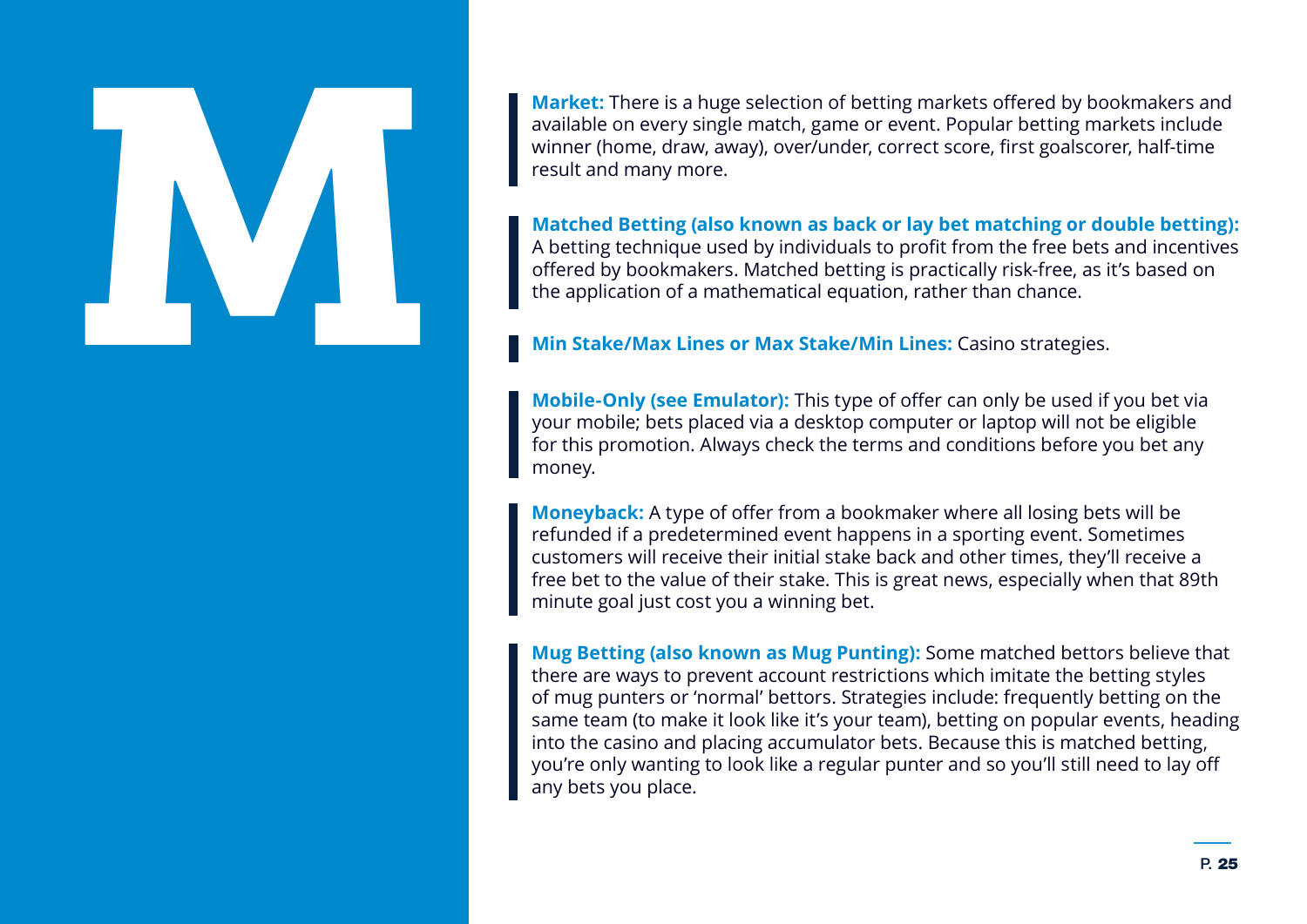# M

**Market:** There is a huge selection of betting markets offered by bookmakers and available on every single match, game or event. Popular betting markets include winner (home, draw, away), over/under, correct score, first goalscorer, half-time result and many more.

**Matched Betting (also known as back or lay bet matching or double betting):** A betting technique used by individuals to profit from the free bets and incentives offered by bookmakers. Matched betting is practically risk-free, as it's based on the application of a mathematical equation, rather than chance.

**Min Stake/Max Lines or Max Stake/Min Lines:** Casino strategies.

**Mobile-Only (see Emulator):** This type of offer can only be used if you bet via your mobile; bets placed via a desktop computer or laptop will not be eligible for this promotion. Always check the terms and conditions before you bet any money.

**Moneyback:** A type of offer from a bookmaker where all losing bets will be refunded if a predetermined event happens in a sporting event. Sometimes customers will receive their initial stake back and other times, they'll receive a free bet to the value of their stake. This is great news, especially when that 89th minute goal just cost you a winning bet.

**Mug Betting (also known as Mug Punting):** Some matched bettors believe that there are ways to prevent account restrictions which imitate the betting styles of mug punters or 'normal' bettors. Strategies include: frequently betting on the same team (to make it look like it's your team), betting on popular events, heading into the casino and placing accumulator bets. Because this is matched betting, you're only wanting to look like a regular punter and so you'll still need to lay off any bets you place.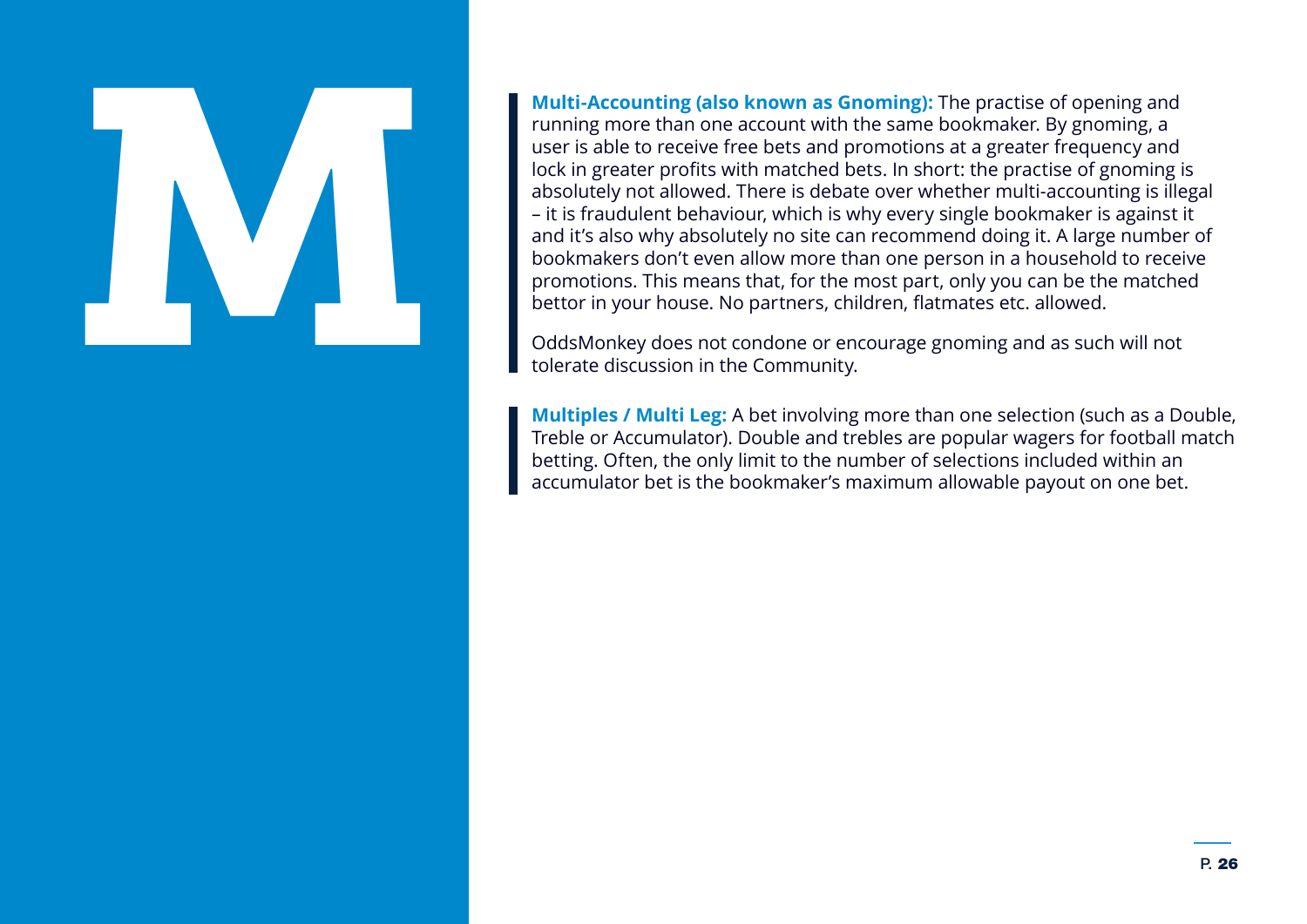# M

**Multi-Accounting (also known as Gnoming):** The practise of opening and running more than one account with the same bookmaker. By gnoming, a user is able to receive free bets and promotions at a greater frequency and lock in greater profits with matched bets. In short: the practise of gnoming is absolutely not allowed. There is debate over whether multi-accounting is illegal – it is fraudulent behaviour, which is why every single bookmaker is against it and it's also why absolutely no site can recommend doing it. A large number of bookmakers don't even allow more than one person in a household to receive promotions. This means that, for the most part, only you can be the matched bettor in your house. No partners, children, flatmates etc. allowed.

OddsMonkey does not condone or encourage gnoming and as such will not tolerate discussion in the Community.

**Multiples / Multi Leg:** A bet involving more than one selection (such as a Double, Treble or Accumulator). Double and trebles are popular wagers for football match betting. Often, the only limit to the number of selections included within an accumulator bet is the bookmaker's maximum allowable payout on one bet.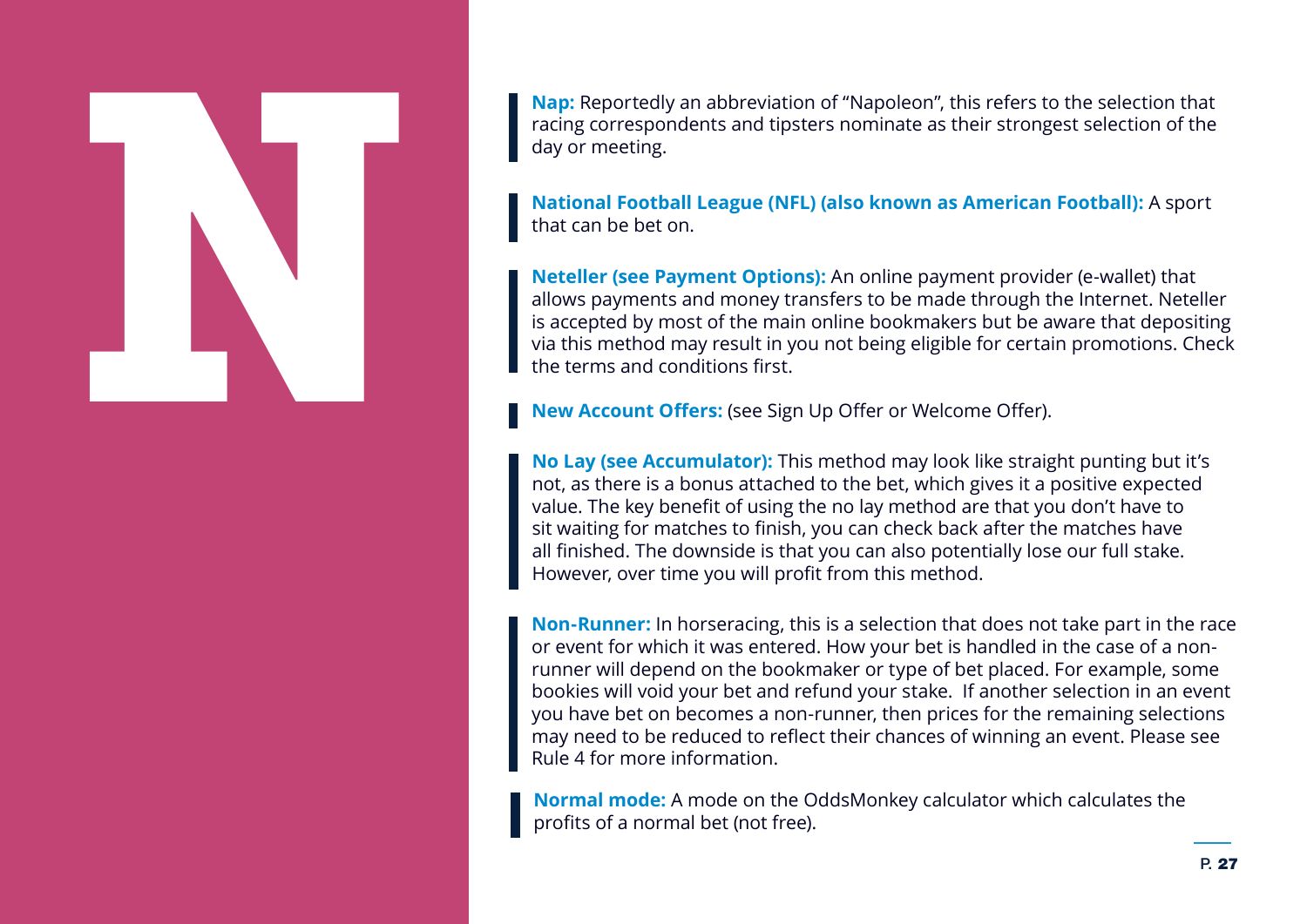# N

**Nap:** Reportedly an abbreviation of "Napoleon", this refers to the selection that racing correspondents and tipsters nominate as their strongest selection of the day or meeting.

**National Football League (NFL) (also known as American Football):** A sport that can be bet on.

**Neteller (see Payment Options):** An online payment provider (e-wallet) that allows payments and money transfers to be made through the Internet. Neteller is accepted by most of the main online bookmakers but be aware that depositing via this method may result in you not being eligible for certain promotions. Check the terms and conditions first.

**New Account Offers:** (see Sign Up Offer or Welcome Offer).

**No Lay (see Accumulator):** This method may look like straight punting but it's not, as there is a bonus attached to the bet, which gives it a positive expected value. The key benefit of using the no lay method are that you don't have to sit waiting for matches to finish, you can check back after the matches have all finished. The downside is that you can also potentially lose our full stake. However, over time you will profit from this method.

**Non-Runner:** In horseracing, this is a selection that does not take part in the race or event for which it was entered. How your bet is handled in the case of a non-runner will depend on the bookmaker or type of bet placed. For example, some bookies will void your bet and refund your stake. If another selection in an event you have bet on becomes a non-runner, then prices for the remaining selections may need to be reduced to reflect their chances of winning an event. Please see Rule 4 for more information.

**Normal mode:** A mode on the OddsMonkey calculator which calculates the profits of a normal bet (not free).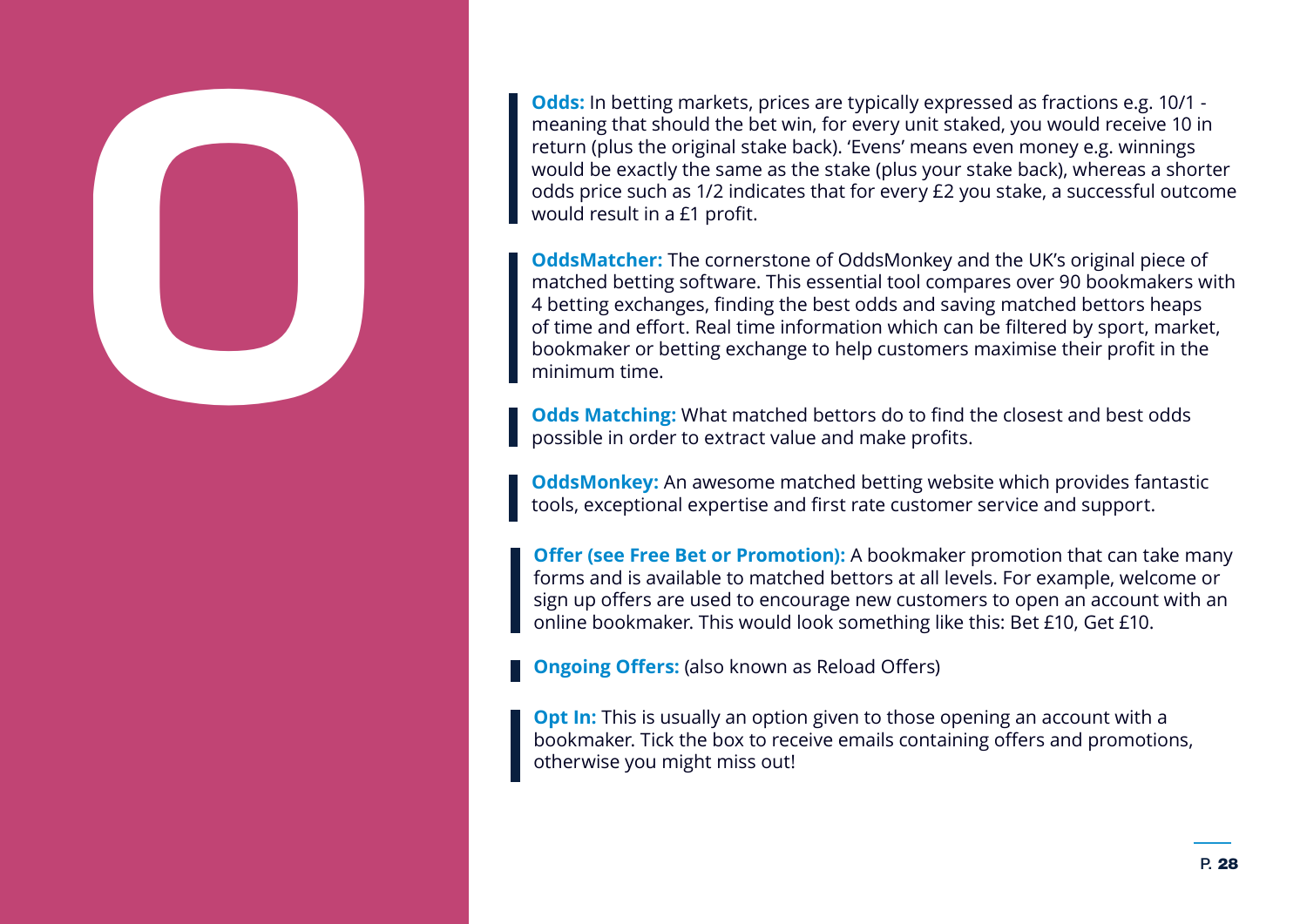# O

**Odds:** In betting markets, prices are typically expressed as fractions e.g. 10/1 - meaning that should the bet win, for every unit staked, you would receive 10 in return (plus the original stake back). 'Evens' means even money e.g. winnings would be exactly the same as the stake (plus your stake back), whereas a shorter odds price such as 1/2 indicates that for every £2 you stake, a successful outcome would result in a £1 profit.

**OddsMatcher:** The cornerstone of OddsMonkey and the UK's original piece of matched betting software. This essential tool compares over 90 bookmakers with 4 betting exchanges, finding the best odds and saving matched bettors heaps of time and effort. Real time information which can be filtered by sport, market, bookmaker or betting exchange to help customers maximise their profit in the minimum time.

**Odds Matching:** What matched bettors do to find the closest and best odds possible in order to extract value and make profits.

**OddsMonkey:** An awesome matched betting website which provides fantastic tools, exceptional expertise and first rate customer service and support.

**Offer (see Free Bet or Promotion):** A bookmaker promotion that can take many forms and is available to matched bettors at all levels. For example, welcome or sign up offers are used to encourage new customers to open an account with an online bookmaker. This would look something like this: Bet £10, Get £10.

**Ongoing Offers:** (also known as Reload Offers)

**Opt In:** This is usually an option given to those opening an account with a bookmaker. Tick the box to receive emails containing offers and promotions, otherwise you might miss out!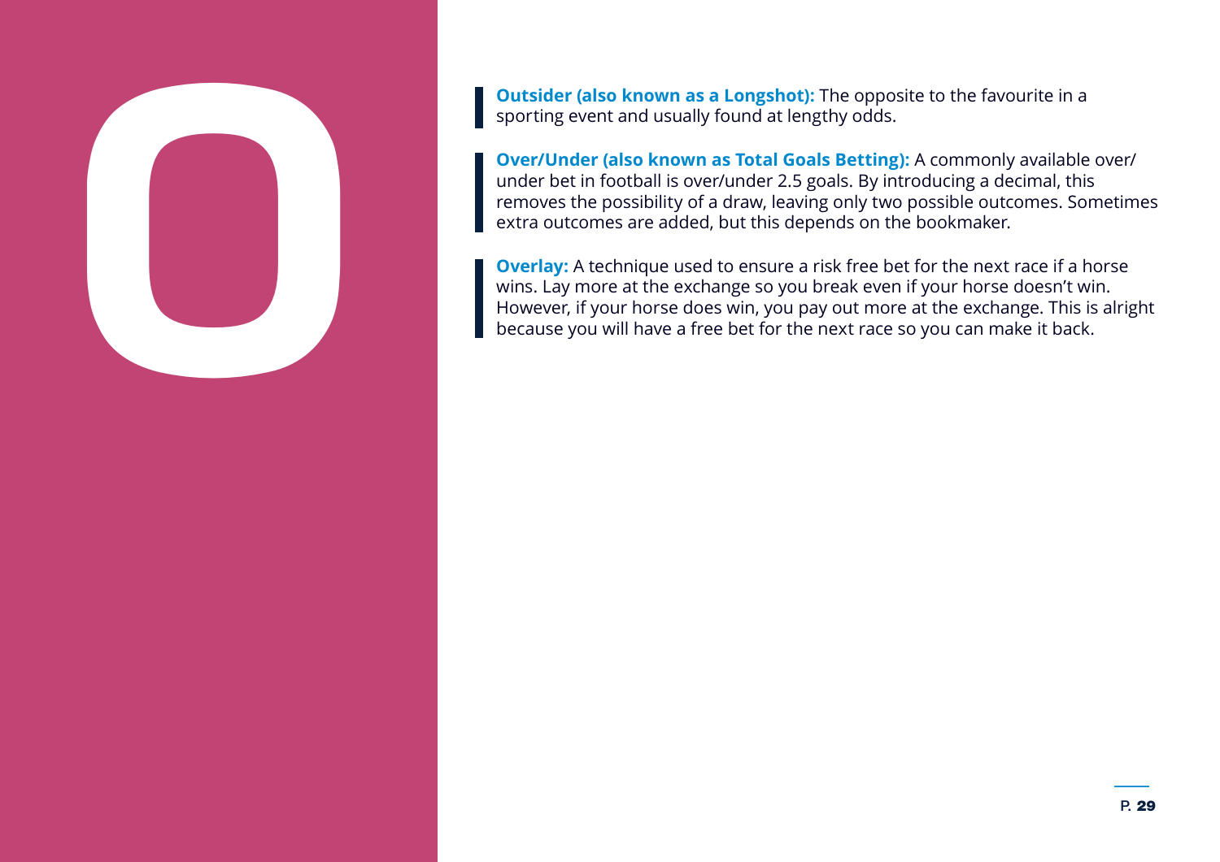# O

**Outsider (also known as a Longshot):** The opposite to the favourite in a sporting event and usually found at lengthy odds.

**Over/Under (also known as Total Goals Betting):** A commonly available over/under bet in football is over/under 2.5 goals. By introducing a decimal, this removes the possibility of a draw, leaving only two possible outcomes. Sometimes extra outcomes are added, but this depends on the bookmaker.

**Overlay:** A technique used to ensure a risk free bet for the next race if a horse wins. Lay more at the exchange so you break even if your horse doesn't win. However, if your horse does win, you pay out more at the exchange. This is alright because you will have a free bet for the next race so you can make it back.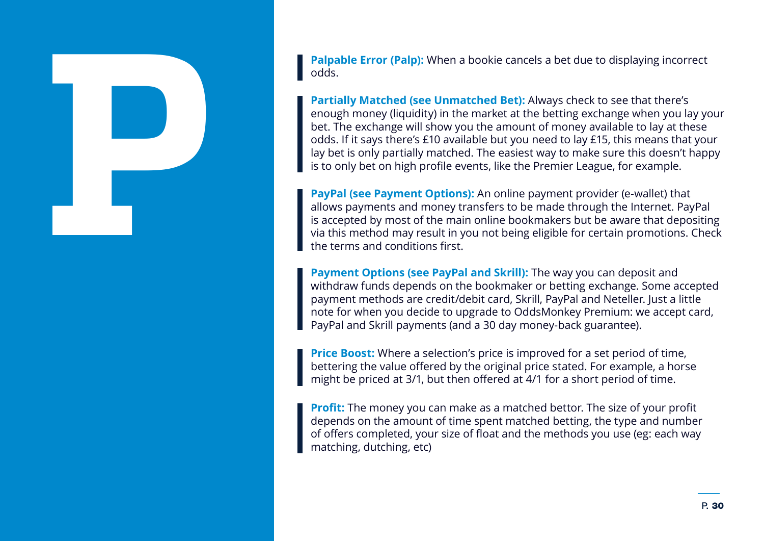# P

**Palpable Error (Palp):** When a bookie cancels a bet due to displaying incorrect odds.

**Partially Matched (see Unmatched Bet):** Always check to see that there's enough money (liquidity) in the market at the betting exchange when you lay your bet. The exchange will show you the amount of money available to lay at these odds. If it says there's £10 available but you need to lay £15, this means that your lay bet is only partially matched. The easiest way to make sure this doesn't happy is to only bet on high profile events, like the Premier League, for example.

**PayPal (see Payment Options):** An online payment provider (e-wallet) that allows payments and money transfers to be made through the Internet. PayPal is accepted by most of the main online bookmakers but be aware that depositing via this method may result in you not being eligible for certain promotions. Check the terms and conditions first.

**Payment Options (see PayPal and Skrill):** The way you can deposit and withdraw funds depends on the bookmaker or betting exchange. Some accepted payment methods are credit/debit card, Skrill, PayPal and Neteller. Just a little note for when you decide to upgrade to OddsMonkey Premium: we accept card, PayPal and Skrill payments (and a 30 day money-back guarantee).

**Price Boost:** Where a selection's price is improved for a set period of time, bettering the value offered by the original price stated. For example, a horse might be priced at 3/1, but then offered at 4/1 for a short period of time.

**Profit:** The money you can make as a matched bettor. The size of your profit depends on the amount of time spent matched betting, the type and number of offers completed, your size of float and the methods you use (eg: each way matching, dutching, etc)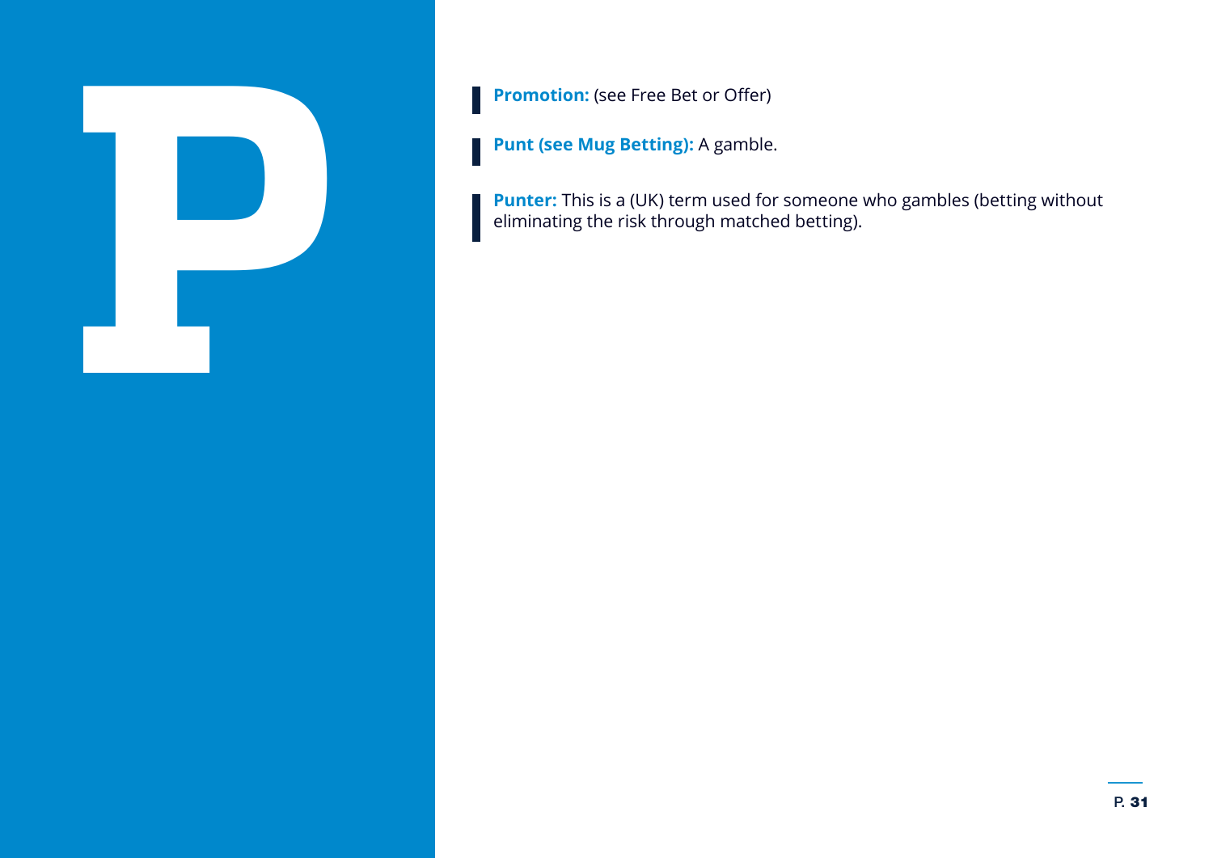# P

**Promotion:** (see Free Bet or Offer)

**Punt (see Mug Betting):** A gamble.

**Punter:** This is a (UK) term used for someone who gambles (betting without eliminating the risk through matched betting).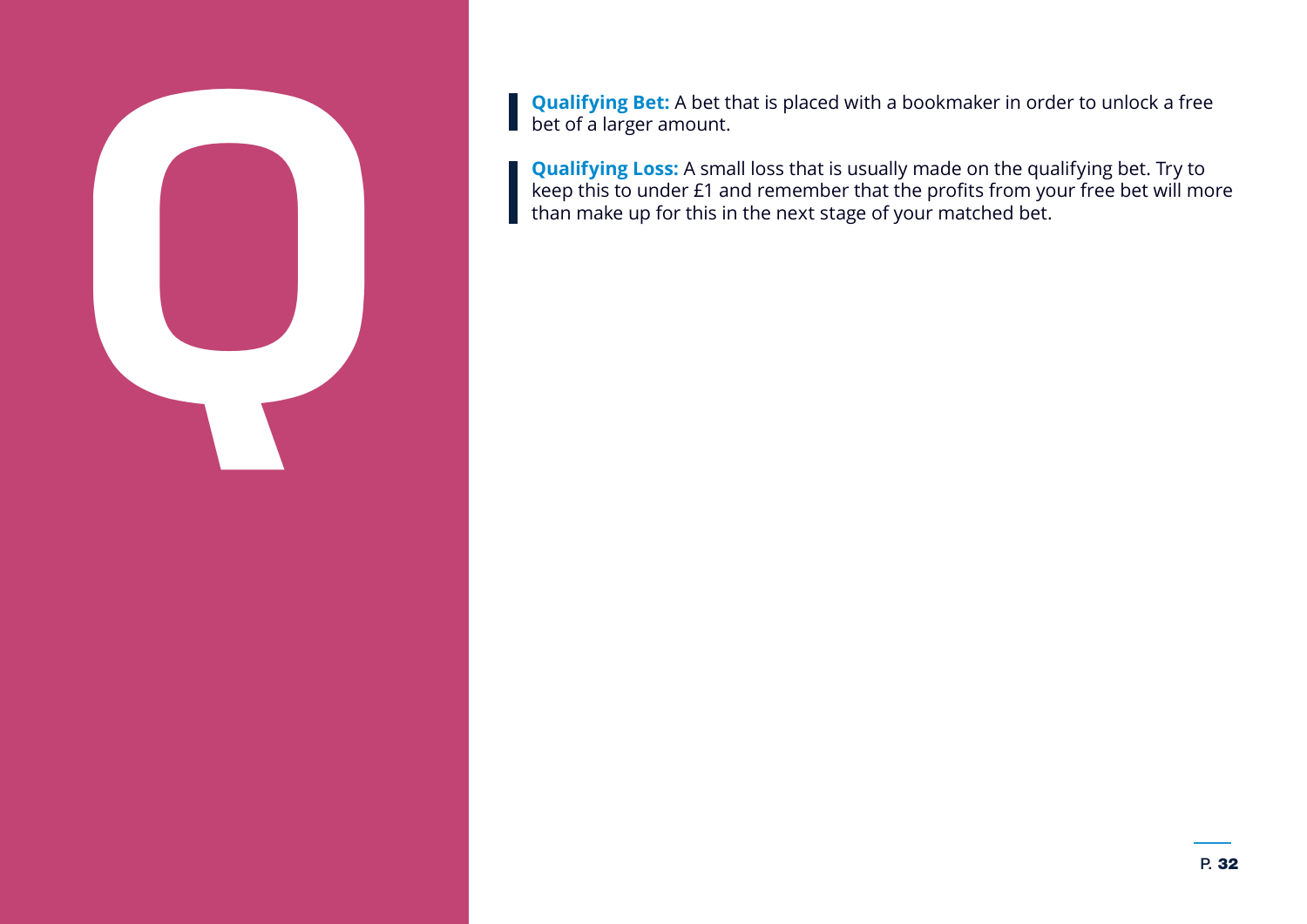# Q

**Qualifying Bet:** A bet that is placed with a bookmaker in order to unlock a free bet of a larger amount.

**Qualifying Loss:** A small loss that is usually made on the qualifying bet. Try to keep this to under £1 and remember that the profits from your free bet will more than make up for this in the next stage of your matched bet.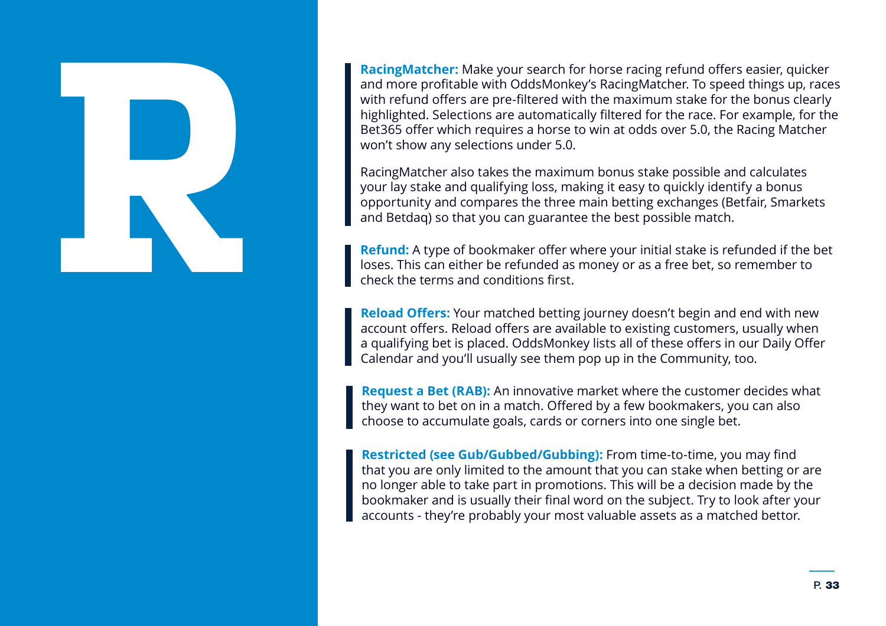# R

**RacingMatcher:** Make your search for horse racing refund offers easier, quicker and more profitable with OddsMonkey's RacingMatcher. To speed things up, races with refund offers are pre-filtered with the maximum stake for the bonus clearly highlighted. Selections are automatically filtered for the race. For example, for the Bet365 offer which requires a horse to win at odds over 5.0, the Racing Matcher won't show any selections under 5.0.

RacingMatcher also takes the maximum bonus stake possible and calculates your lay stake and qualifying loss, making it easy to quickly identify a bonus opportunity and compares the three main betting exchanges (Betfair, Smarkets and Betdaq) so that you can guarantee the best possible match.

**Refund:** A type of bookmaker offer where your initial stake is refunded if the bet loses. This can either be refunded as money or as a free bet, so remember to check the terms and conditions first.

**Reload Offers:** Your matched betting journey doesn't begin and end with new account offers. Reload offers are available to existing customers, usually when a qualifying bet is placed. OddsMonkey lists all of these offers in our Daily Offer Calendar and you'll usually see them pop up in the Community, too.

**Request a Bet (RAB):** An innovative market where the customer decides what they want to bet on in a match. Offered by a few bookmakers, you can also choose to accumulate goals, cards or corners into one single bet.

**Restricted (see Gub/Gubbed/Gubbing):** From time-to-time, you may find that you are only limited to the amount that you can stake when betting or are no longer able to take part in promotions. This will be a decision made by the bookmaker and is usually their final word on the subject. Try to look after your accounts - they're probably your most valuable assets as a matched bettor.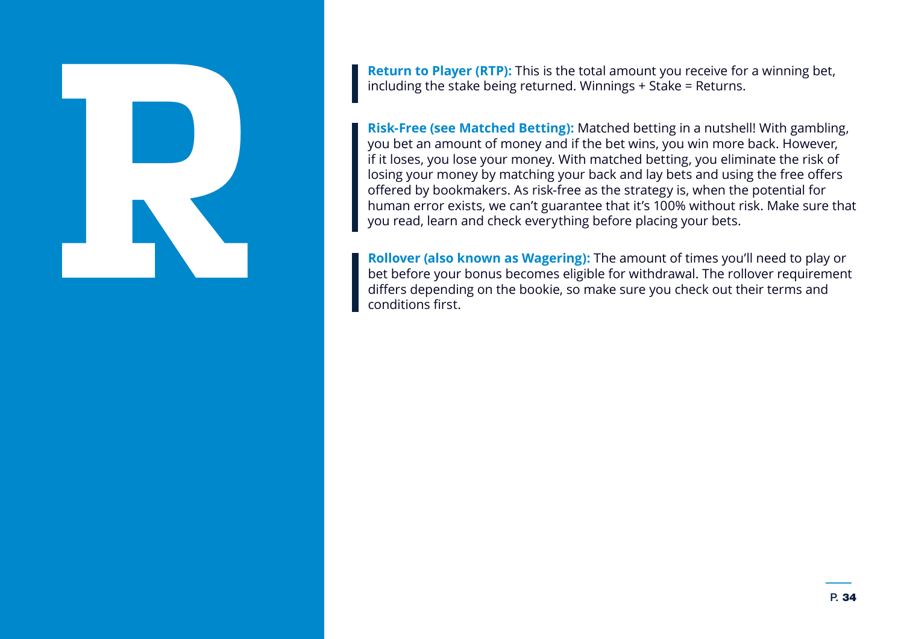# R

**Return to Player (RTP):** This is the total amount you receive for a winning bet, including the stake being returned. Winnings + Stake = Returns.

**Risk-Free (see Matched Betting):** Matched betting in a nutshell! With gambling, you bet an amount of money and if the bet wins, you win more back. However, if it loses, you lose your money. With matched betting, you eliminate the risk of losing your money by matching your back and lay bets and using the free offers offered by bookmakers. As risk-free as the strategy is, when the potential for human error exists, we can't guarantee that it's 100% without risk. Make sure that you read, learn and check everything before placing your bets.

**Rollover (also known as Wagering):** The amount of times you'll need to play or bet before your bonus becomes eligible for withdrawal. The rollover requirement differs depending on the bookie, so make sure you check out their terms and conditions first.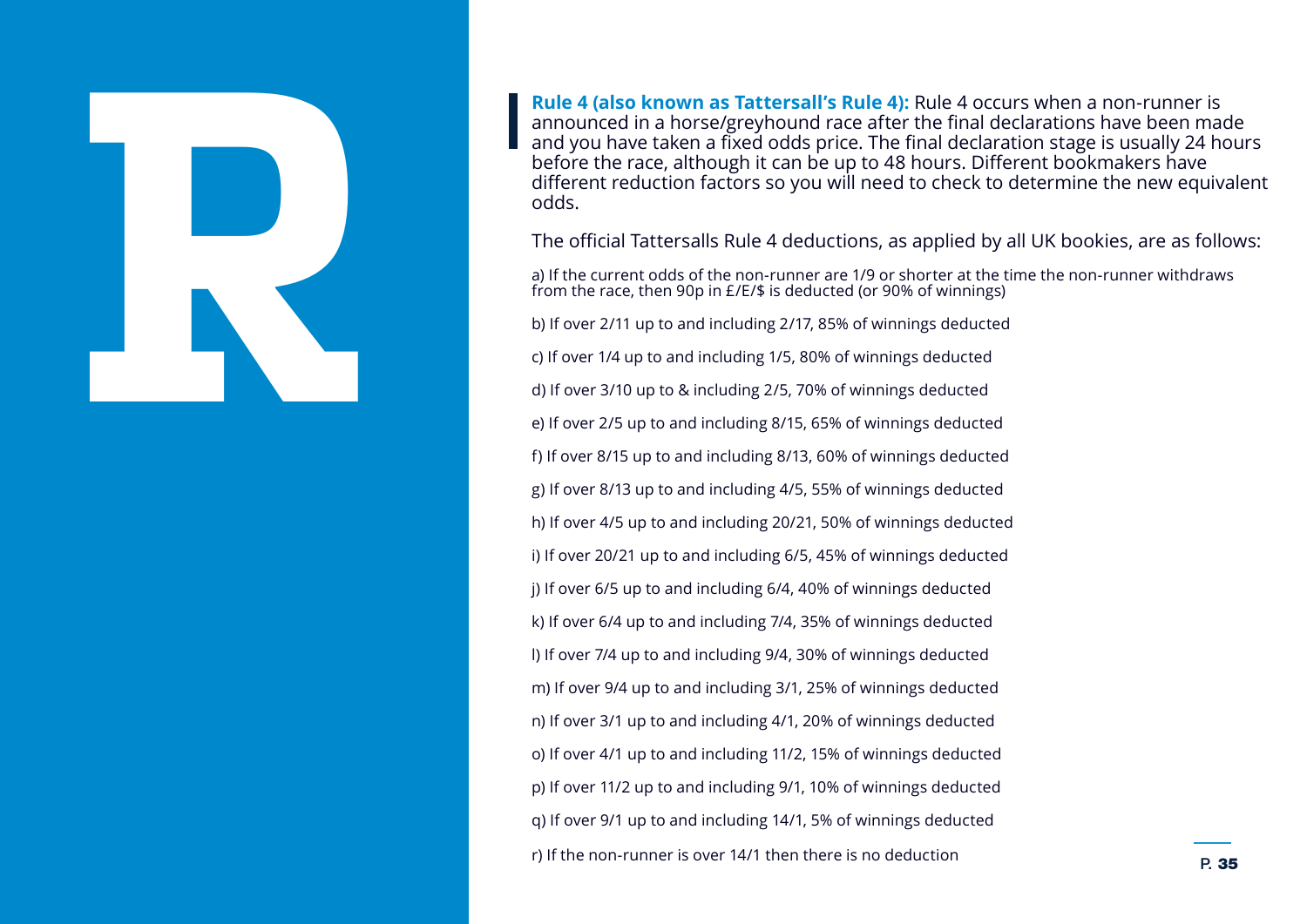# R

**Rule 4 (also known as Tattersall's Rule 4):** Rule 4 occurs when a non-runner is announced in a horse/greyhound race after the final declarations have been made and you have taken a fixed odds price. The final declaration stage is usually 24 hours before the race, although it can be up to 48 hours. Different bookmakers have different reduction factors so you will need to check to determine the new equivalent odds.

The official Tattersalls Rule 4 deductions, as applied by all UK bookies, are as follows:

a) If the current odds of the non-runner are 1/9 or shorter at the time the non-runner withdraws from the race, then 90p in £/E/$ is deducted (or 90% of winnings)

b) If over 2/11 up to and including 2/17, 85% of winnings deducted

c) If over 1/4 up to and including 1/5, 80% of winnings deducted

d) If over 3/10 up to & including 2/5, 70% of winnings deducted

e) If over 2/5 up to and including 8/15, 65% of winnings deducted

f) If over 8/15 up to and including 8/13, 60% of winnings deducted

g) If over 8/13 up to and including 4/5, 55% of winnings deducted

h) If over 4/5 up to and including 20/21, 50% of winnings deducted

i) If over 20/21 up to and including 6/5, 45% of winnings deducted

j) If over 6/5 up to and including 6/4, 40% of winnings deducted

k) If over 6/4 up to and including 7/4, 35% of winnings deducted

l) If over 7/4 up to and including 9/4, 30% of winnings deducted

m) If over 9/4 up to and including 3/1, 25% of winnings deducted

n) If over 3/1 up to and including 4/1, 20% of winnings deducted

o) If over 4/1 up to and including 11/2, 15% of winnings deducted

p) If over 11/2 up to and including 9/1, 10% of winnings deducted

q) If over 9/1 up to and including 14/1, 5% of winnings deducted

r) If the non-runner is over 14/1 then there is no deduction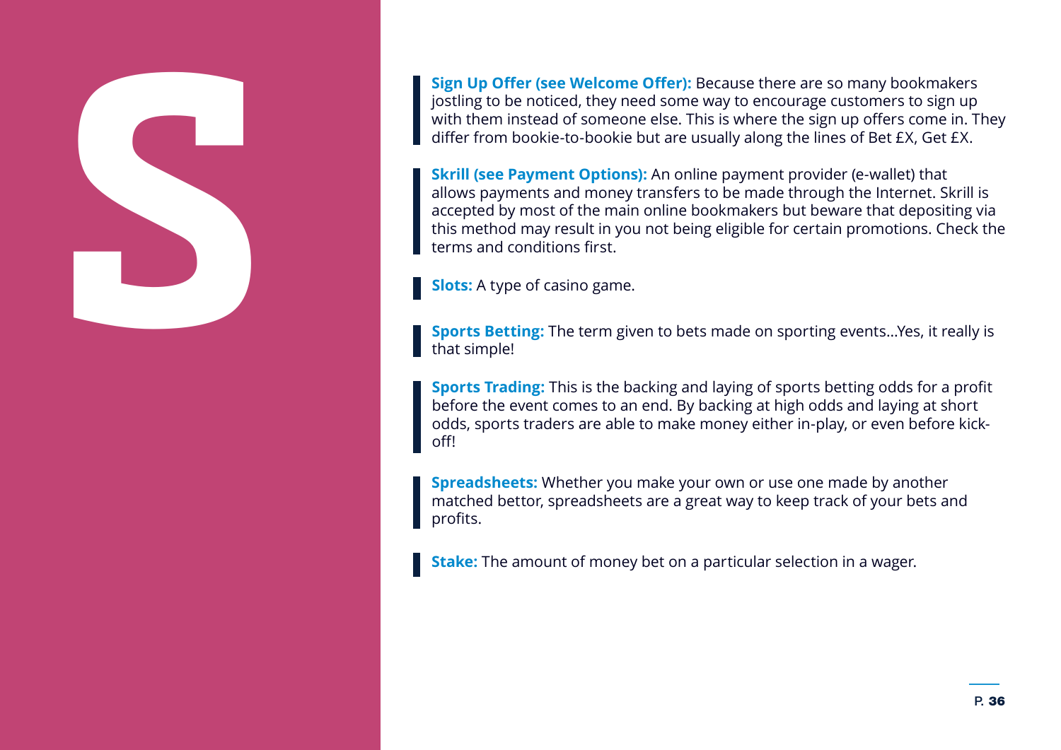# S

**Sign Up Offer (see Welcome Offer):** Because there are so many bookmakers jostling to be noticed, they need some way to encourage customers to sign up with them instead of someone else. This is where the sign up offers come in. They differ from bookie-to-bookie but are usually along the lines of Bet £X, Get £X.

**Skrill (see Payment Options):** An online payment provider (e-wallet) that allows payments and money transfers to be made through the Internet. Skrill is accepted by most of the main online bookmakers but beware that depositing via this method may result in you not being eligible for certain promotions. Check the terms and conditions first.

**Slots:** A type of casino game.

**Sports Betting:** The term given to bets made on sporting events...Yes, it really is that simple!

**Sports Trading:** This is the backing and laying of sports betting odds for a profit before the event comes to an end. By backing at high odds and laying at short odds, sports traders are able to make money either in-play, or even before kick-off!

**Spreadsheets:** Whether you make your own or use one made by another matched bettor, spreadsheets are a great way to keep track of your bets and profits.

**Stake:** The amount of money bet on a particular selection in a wager.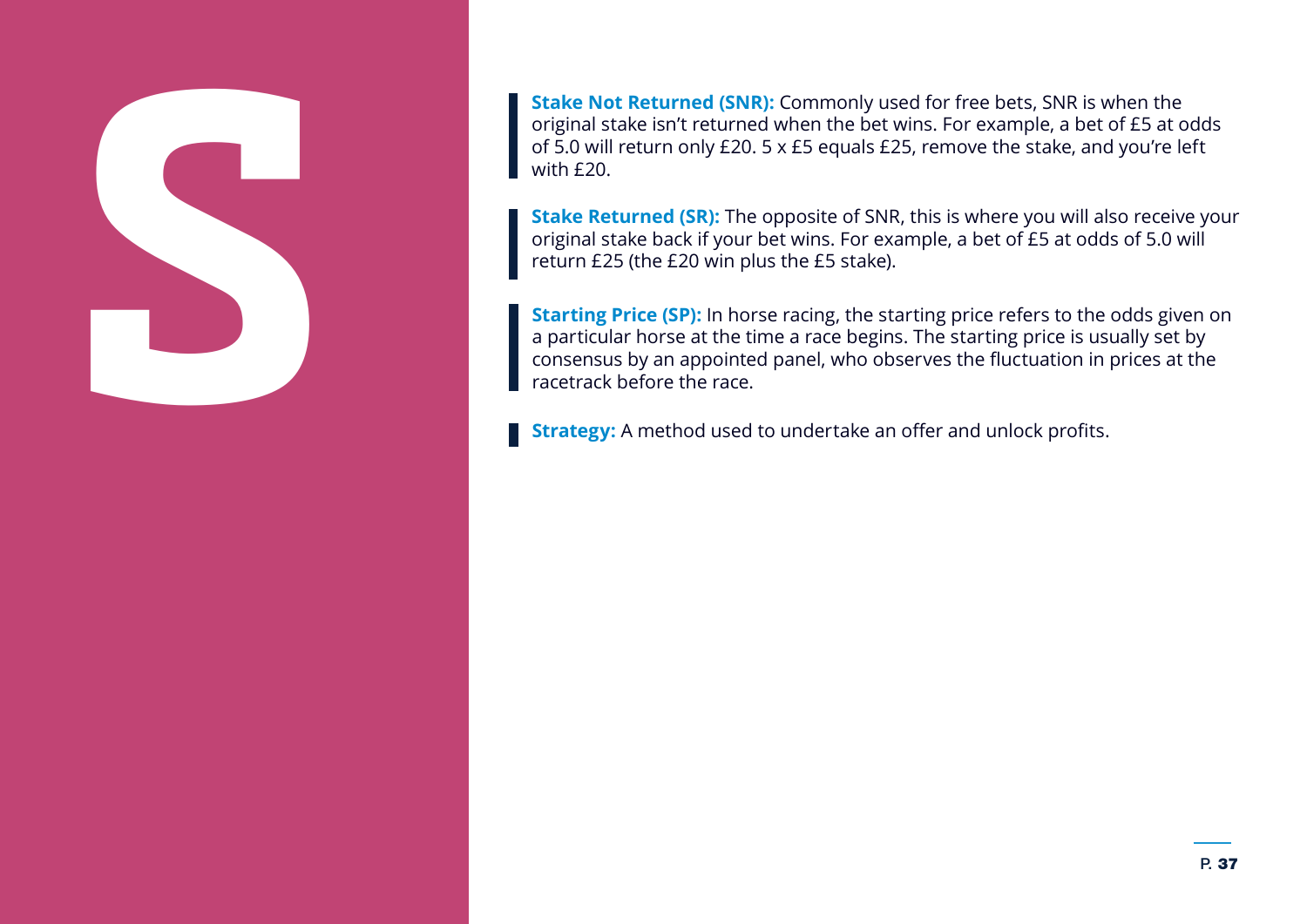# S

**Stake Not Returned (SNR):** Commonly used for free bets, SNR is when the original stake isn't returned when the bet wins. For example, a bet of £5 at odds of 5.0 will return only £20. 5 x £5 equals £25, remove the stake, and you're left with £20.

**Stake Returned (SR):** The opposite of SNR, this is where you will also receive your original stake back if your bet wins. For example, a bet of £5 at odds of 5.0 will return £25 (the £20 win plus the £5 stake).

**Starting Price (SP):** In horse racing, the starting price refers to the odds given on a particular horse at the time a race begins. The starting price is usually set by consensus by an appointed panel, who observes the fluctuation in prices at the racetrack before the race.

**Strategy:** A method used to undertake an offer and unlock profits.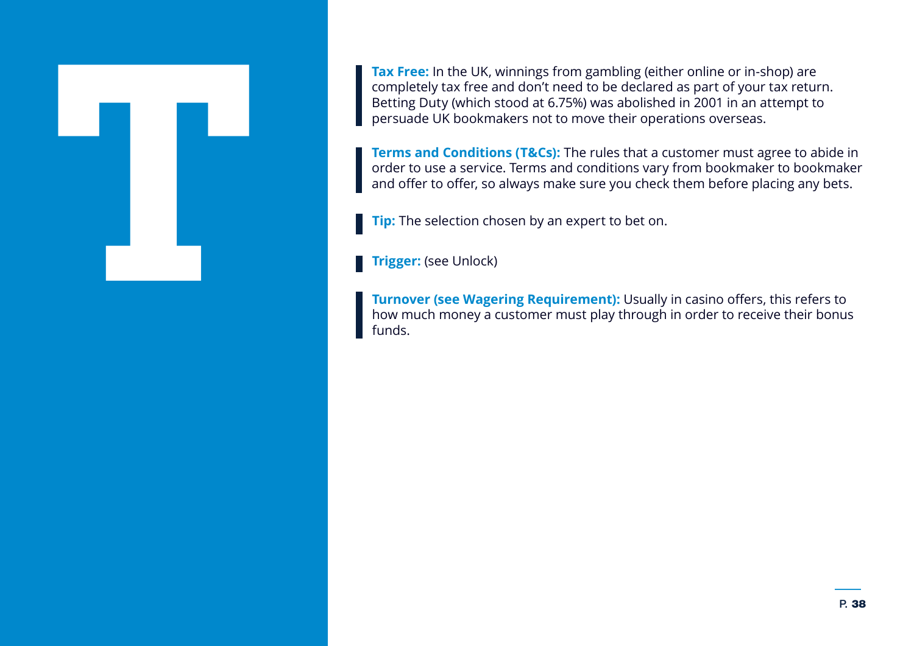# T

**Tax Free:** In the UK, winnings from gambling (either online or in-shop) are completely tax free and don't need to be declared as part of your tax return. Betting Duty (which stood at 6.75%) was abolished in 2001 in an attempt to persuade UK bookmakers not to move their operations overseas.

**Terms and Conditions (T&Cs):** The rules that a customer must agree to abide in order to use a service. Terms and conditions vary from bookmaker to bookmaker and offer to offer, so always make sure you check them before placing any bets.

**Tip:** The selection chosen by an expert to bet on.

**Trigger:** (see Unlock)

**Turnover (see Wagering Requirement):** Usually in casino offers, this refers to how much money a customer must play through in order to receive their bonus funds.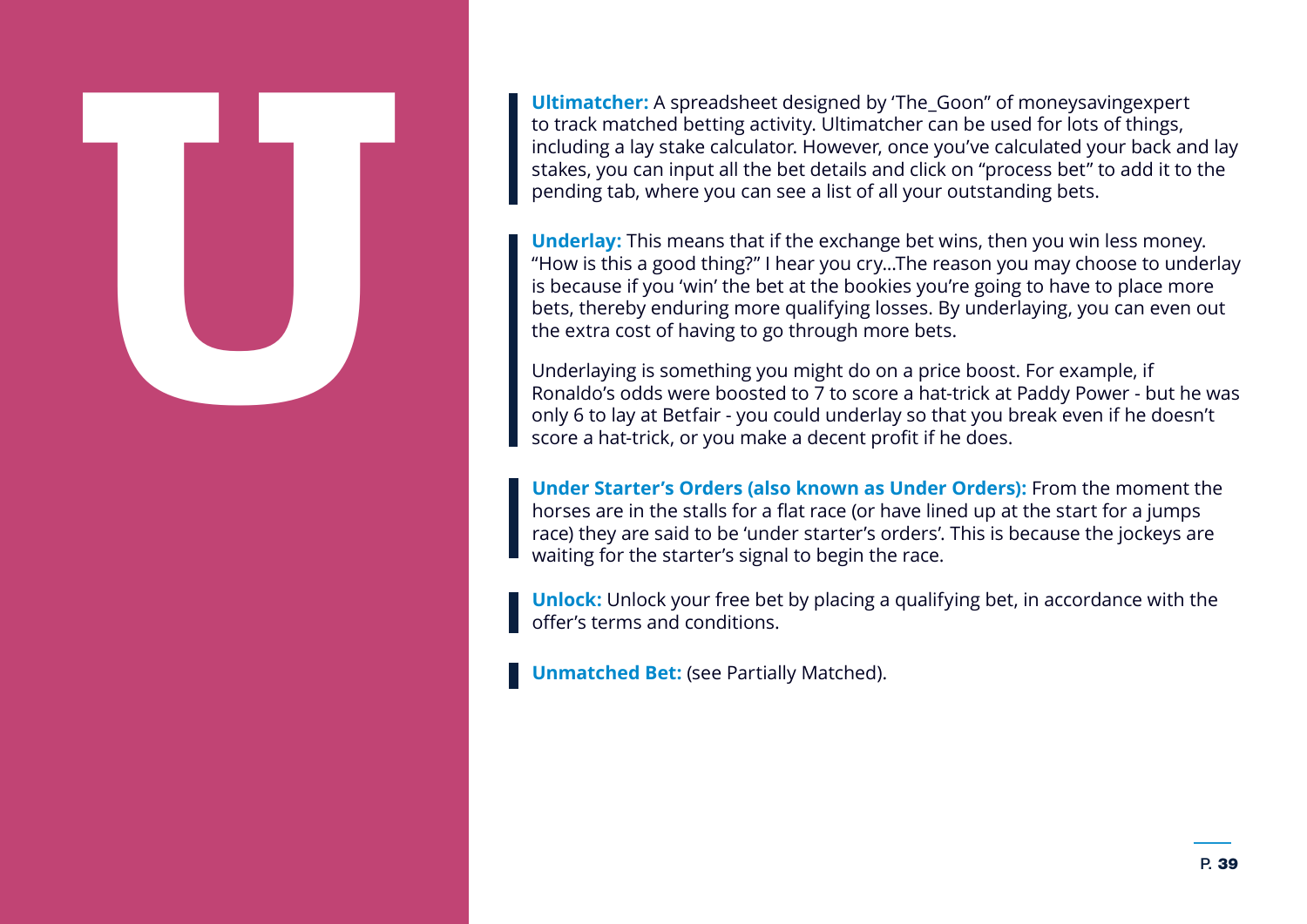# U

**Ultimatcher:** A spreadsheet designed by 'The_Goon" of moneysavingexpert to track matched betting activity. Ultimatcher can be used for lots of things, including a lay stake calculator. However, once you've calculated your back and lay stakes, you can input all the bet details and click on "process bet" to add it to the pending tab, where you can see a list of all your outstanding bets.

**Underlay:** This means that if the exchange bet wins, then you win less money. "How is this a good thing?" I hear you cry...The reason you may choose to underlay is because if you 'win' the bet at the bookies you're going to have to place more bets, thereby enduring more qualifying losses. By underlaying, you can even out the extra cost of having to go through more bets.

Underlaying is something you might do on a price boost. For example, if Ronaldo's odds were boosted to 7 to score a hat-trick at Paddy Power - but he was only 6 to lay at Betfair - you could underlay so that you break even if he doesn't score a hat-trick, or you make a decent profit if he does.

**Under Starter's Orders (also known as Under Orders):** From the moment the horses are in the stalls for a flat race (or have lined up at the start for a jumps race) they are said to be 'under starter's orders'. This is because the jockeys are waiting for the starter's signal to begin the race.

**Unlock:** Unlock your free bet by placing a qualifying bet, in accordance with the offer's terms and conditions.

**Unmatched Bet:** (see Partially Matched).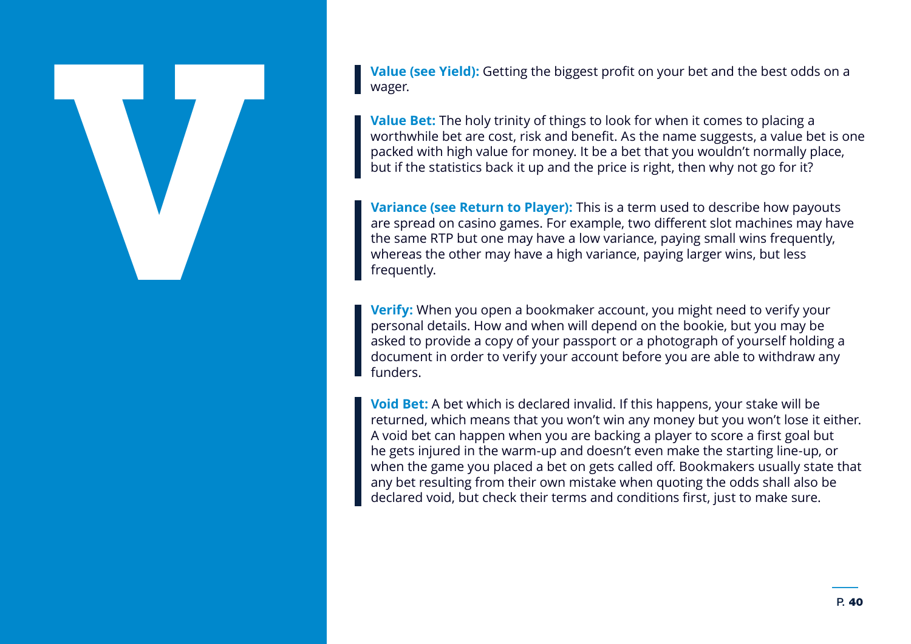# V

**Value (see Yield):** Getting the biggest profit on your bet and the best odds on a wager.

**Value Bet:** The holy trinity of things to look for when it comes to placing a worthwhile bet are cost, risk and benefit. As the name suggests, a value bet is one packed with high value for money. It be a bet that you wouldn't normally place, but if the statistics back it up and the price is right, then why not go for it?

**Variance (see Return to Player):** This is a term used to describe how payouts are spread on casino games. For example, two different slot machines may have the same RTP but one may have a low variance, paying small wins frequently, whereas the other may have a high variance, paying larger wins, but less frequently.

**Verify:** When you open a bookmaker account, you might need to verify your personal details. How and when will depend on the bookie, but you may be asked to provide a copy of your passport or a photograph of yourself holding a document in order to verify your account before you are able to withdraw any funders.

**Void Bet:** A bet which is declared invalid. If this happens, your stake will be returned, which means that you won't win any money but you won't lose it either. A void bet can happen when you are backing a player to score a first goal but he gets injured in the warm-up and doesn't even make the starting line-up, or when the game you placed a bet on gets called off. Bookmakers usually state that any bet resulting from their own mistake when quoting the odds shall also be declared void, but check their terms and conditions first, just to make sure.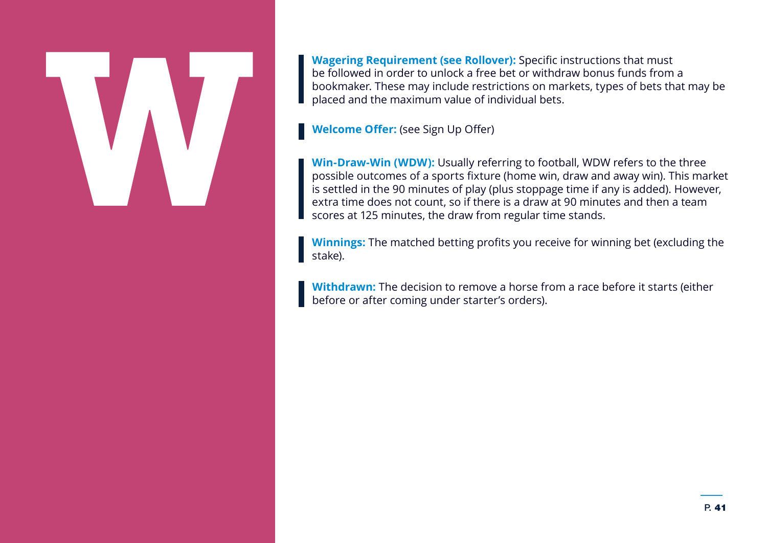# W

**Wagering Requirement (see Rollover):** Specific instructions that must be followed in order to unlock a free bet or withdraw bonus funds from a bookmaker. These may include restrictions on markets, types of bets that may be placed and the maximum value of individual bets.

**Welcome Offer:** (see Sign Up Offer)

**Win-Draw-Win (WDW):** Usually referring to football, WDW refers to the three possible outcomes of a sports fixture (home win, draw and away win). This market is settled in the 90 minutes of play (plus stoppage time if any is added). However, extra time does not count, so if there is a draw at 90 minutes and then a team scores at 125 minutes, the draw from regular time stands.

**Winnings:** The matched betting profits you receive for winning bet (excluding the stake).

**Withdrawn:** The decision to remove a horse from a race before it starts (either before or after coming under starter's orders).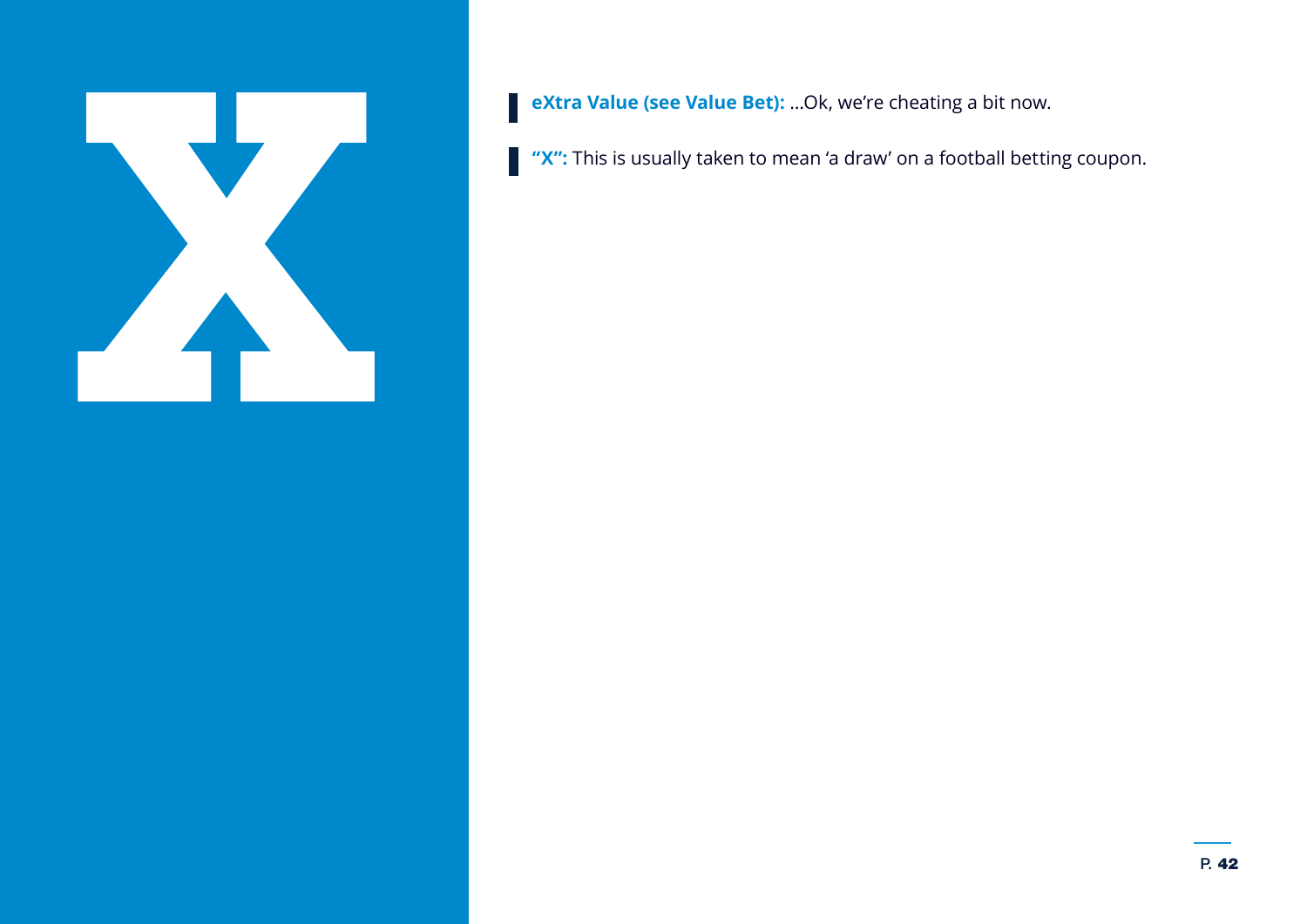# X

**eXtra Value (see Value Bet):** ...Ok, we're cheating a bit now.

**"X":** This is usually taken to mean 'a draw' on a football betting coupon.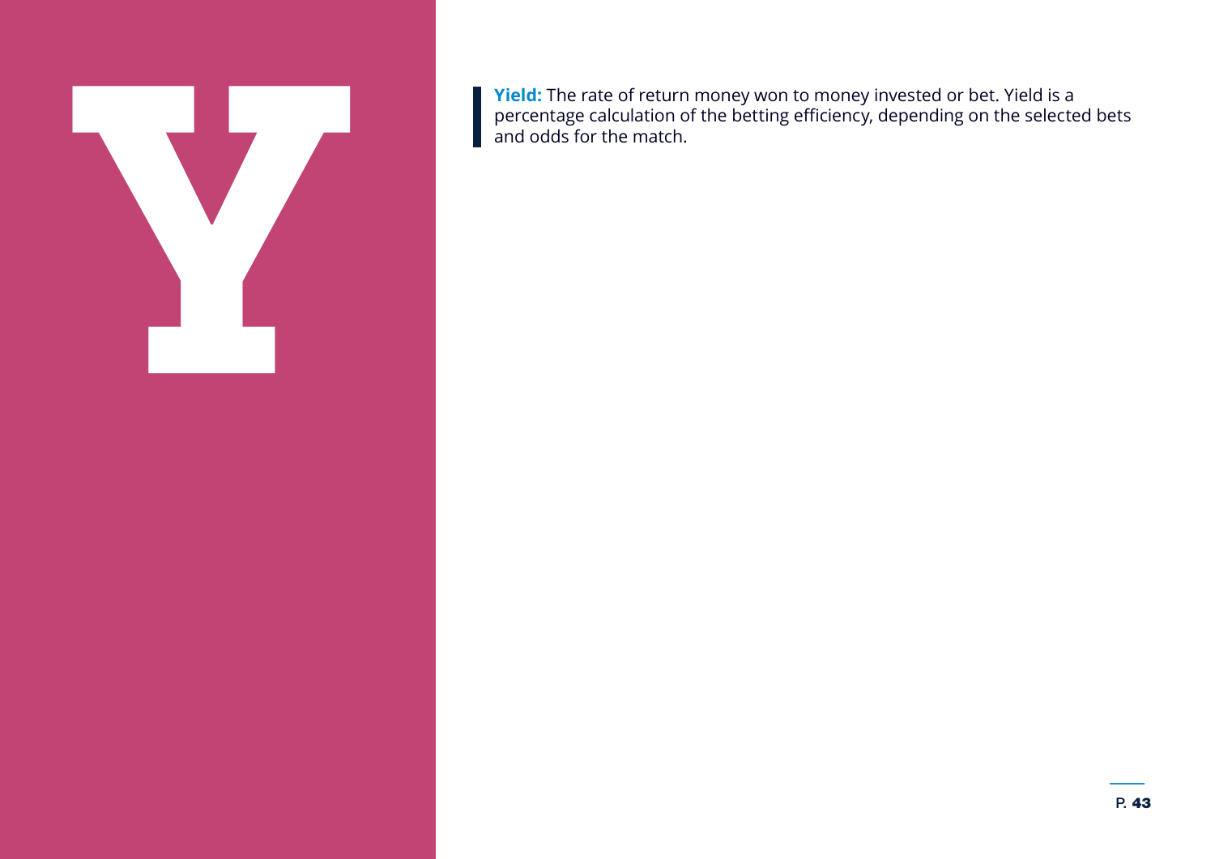# Y

**Yield:** The rate of return money won to money invested or bet. Yield is a percentage calculation of the betting efficiency, depending on the selected bets and odds for the match.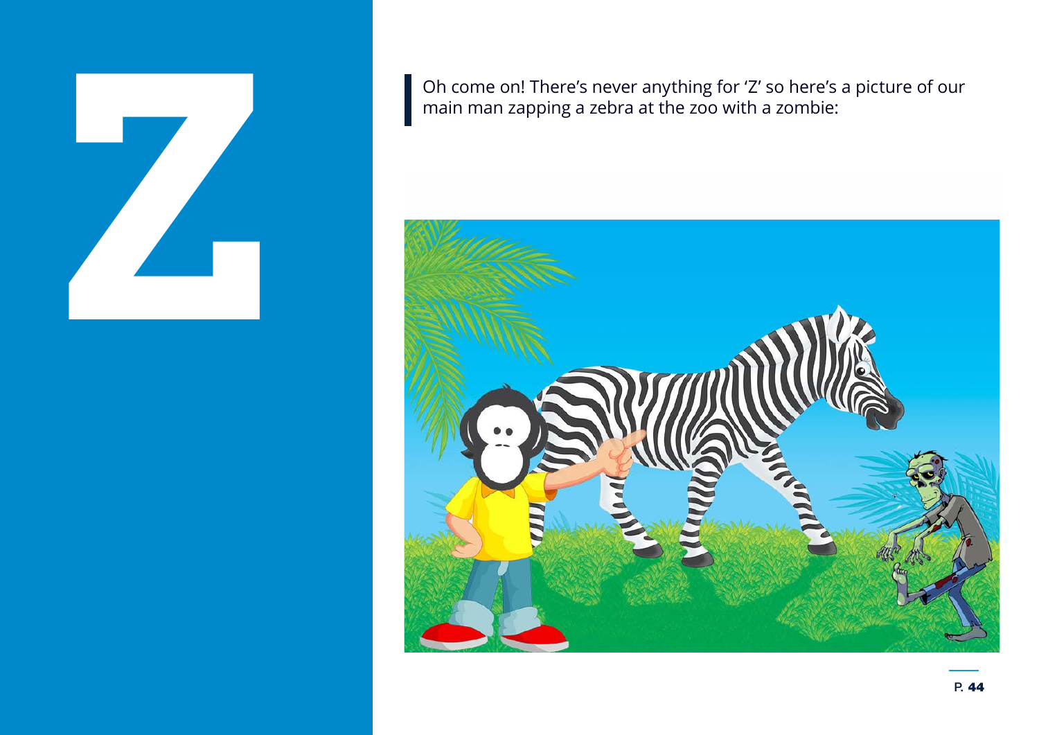# Z

Oh come on! There's never anything for 'Z' so here's a picture of our main man zapping a zebra at the zoo with a zombie: